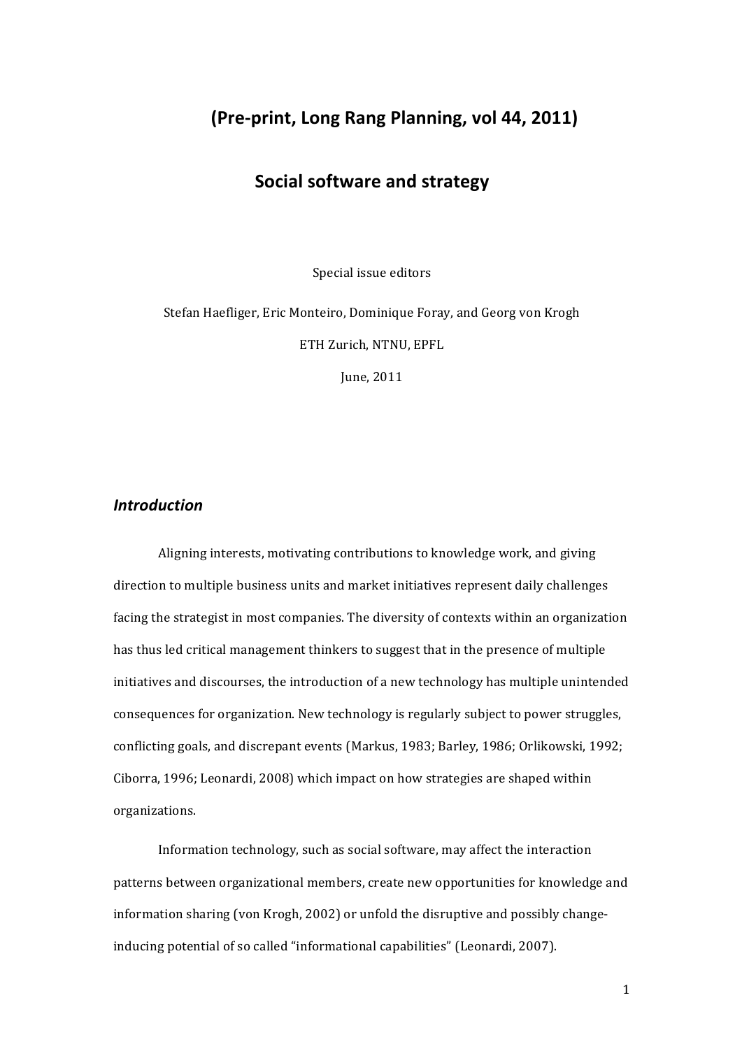# (Pre-print, Long Rang Planning, vol 44, 2011)

# Social software and strategy

Special issue editors

Stefan Haefliger, Eric Monteiro, Dominique Foray, and Georg von Krogh

ETH Zurich, NTNU, EPFL

June, 2011

## *Introduction*

Aligning interests, motivating contributions to knowledge work, and giving direction to multiple business units and market initiatives represent daily challenges facing the strategist in most companies. The diversity of contexts within an organization has thus led critical management thinkers to suggest that in the presence of multiple initiatives and discourses, the introduction of a new technology has multiple unintended consequences for organization. New technology is regularly subject to power struggles, conflicting goals, and discrepant events (Markus, 1983; Barley, 1986; Orlikowski, 1992; Ciborra, 1996; Leonardi, 2008) which impact on how strategies are shaped within organizations.

Information technology, such as social software, may affect the interaction patterns between organizational members, create new opportunities for knowledge and information sharing (von Krogh, 2002) or unfold the disruptive and possibly change-inducing potential of so called "informational capabilities" (Leonardi, 2007).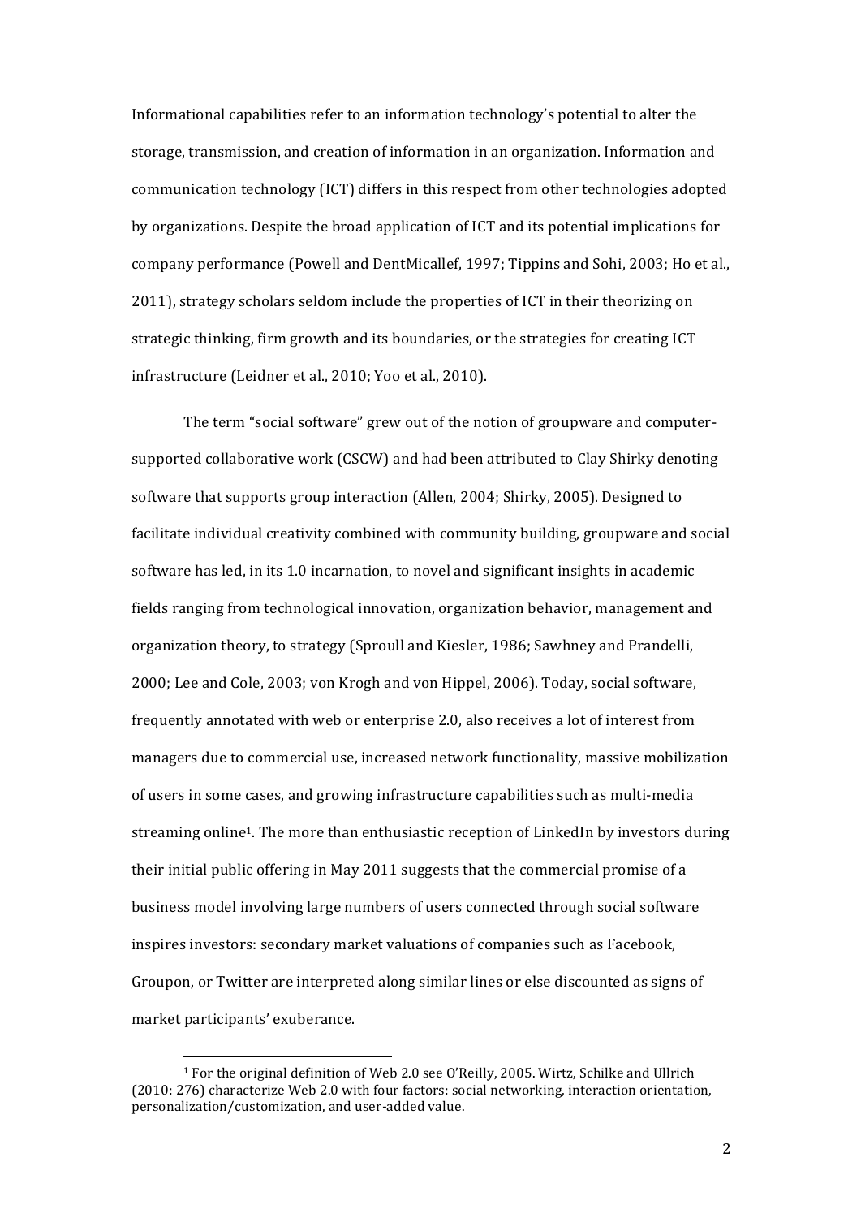Informational capabilities refer to an information technology's potential to alter the storage, transmission, and creation of information in an organization. Information and communication technology (ICT) differs in this respect from other technologies adopted by organizations. Despite the broad application of ICT and its potential implications for company performance (Powell and DentMicallef, 1997; Tippins and Sohi, 2003; Ho et al., 2011), strategy scholars seldom include the properties of ICT in their theorizing on strategic thinking, firm growth and its boundaries, or the strategies for creating ICT infrastructure (Leidner et al., 2010; Yoo et al., 2010).

The term "social software" grew out of the notion of groupware and computer-supported collaborative work (CSCW) and had been attributed to Clay Shirky denoting software that supports group interaction (Allen, 2004; Shirky, 2005). Designed to facilitate individual creativity combined with community building, groupware and social software has led, in its 1.0 incarnation, to novel and significant insights in academic fields ranging from technological innovation, organization behavior, management and organization theory, to strategy (Sproull and Kiesler, 1986; Sawhney and Prandelli, 2000; Lee and Cole, 2003; von Krogh and von Hippel, 2006). Today, social software, frequently annotated with web or enterprise 2.0, also receives a lot of interest from managers due to commercial use, increased network functionality, massive mobilization of users in some cases, and growing infrastructure capabilities such as multi-media streaming online[1]. The more than enthusiastic reception of LinkedIn by investors during their initial public offering in May 2011 suggests that the commercial promise of a business model involving large numbers of users connected through social software inspires investors: secondary market valuations of companies such as Facebook, Groupon, or Twitter are interpreted along similar lines or else discounted as signs of market participants' exuberance.

[1] For the original definition of Web 2.0 see O'Reilly, 2005. Wirtz, Schilke and Ullrich (2010: 276) characterize Web 2.0 with four factors: social networking, interaction orientation, personalization/customization, and user-added value.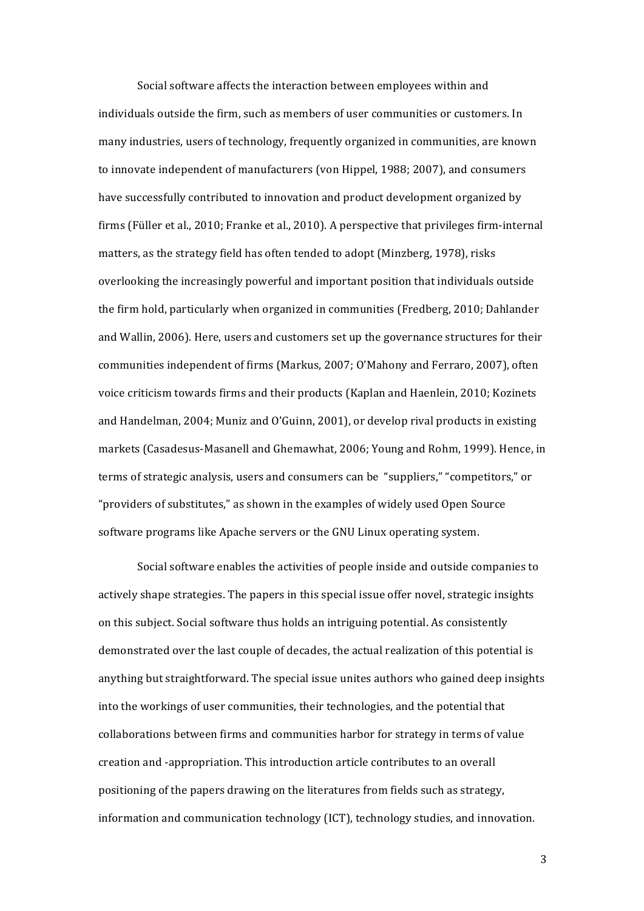Social software affects the interaction between employees within and individuals outside the firm, such as members of user communities or customers. In many industries, users of technology, frequently organized in communities, are known to innovate independent of manufacturers (von Hippel, 1988; 2007), and consumers have successfully contributed to innovation and product development organized by firms (Füller et al., 2010; Franke et al., 2010). A perspective that privileges firm-internal matters, as the strategy field has often tended to adopt (Minzberg, 1978), risks overlooking the increasingly powerful and important position that individuals outside the firm hold, particularly when organized in communities (Fredberg, 2010; Dahlander and Wallin, 2006). Here, users and customers set up the governance structures for their communities independent of firms (Markus, 2007; O'Mahony and Ferraro, 2007), often voice criticism towards firms and their products (Kaplan and Haenlein, 2010; Kozinets and Handelman, 2004; Muniz and O'Guinn, 2001), or develop rival products in existing markets (Casadesus-Masanell and Ghemawhat, 2006; Young and Rohm, 1999). Hence, in terms of strategic analysis, users and consumers can be "suppliers," "competitors," or "providers of substitutes," as shown in the examples of widely used Open Source software programs like Apache servers or the GNU Linux operating system.

Social software enables the activities of people inside and outside companies to actively shape strategies. The papers in this special issue offer novel, strategic insights on this subject. Social software thus holds an intriguing potential. As consistently demonstrated over the last couple of decades, the actual realization of this potential is anything but straightforward. The special issue unites authors who gained deep insights into the workings of user communities, their technologies, and the potential that collaborations between firms and communities harbor for strategy in terms of value creation and -appropriation. This introduction article contributes to an overall positioning of the papers drawing on the literatures from fields such as strategy, information and communication technology (ICT), technology studies, and innovation.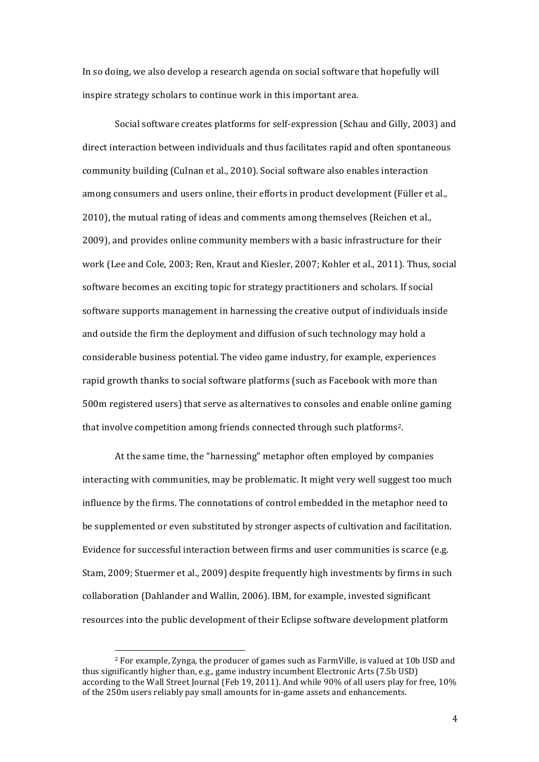In so doing, we also develop a research agenda on social software that hopefully will inspire strategy scholars to continue work in this important area.

Social software creates platforms for self-expression (Schau and Gilly, 2003) and direct interaction between individuals and thus facilitates rapid and often spontaneous community building (Culnan et al., 2010). Social software also enables interaction among consumers and users online, their efforts in product development (Füller et al., 2010), the mutual rating of ideas and comments among themselves (Reichen et al., 2009), and provides online community members with a basic infrastructure for their work (Lee and Cole, 2003; Ren, Kraut and Kiesler, 2007; Kohler et al., 2011). Thus, social software becomes an exciting topic for strategy practitioners and scholars. If social software supports management in harnessing the creative output of individuals inside and outside the firm the deployment and diffusion of such technology may hold a considerable business potential. The video game industry, for example, experiences rapid growth thanks to social software platforms (such as Facebook with more than 500m registered users) that serve as alternatives to consoles and enable online gaming that involve competition among friends connected through such platforms[2].

At the same time, the "harnessing" metaphor often employed by companies interacting with communities, may be problematic. It might very well suggest too much influence by the firms. The connotations of control embedded in the metaphor need to be supplemented or even substituted by stronger aspects of cultivation and facilitation. Evidence for successful interaction between firms and user communities is scarce (e.g. Stam, 2009; Stuermer et al., 2009) despite frequently high investments by firms in such collaboration (Dahlander and Wallin, 2006). IBM, for example, invested significant resources into the public development of their Eclipse software development platform

[2] For example, Zynga, the producer of games such as FarmVille, is valued at 10b USD and thus significantly higher than, e.g., game industry incumbent Electronic Arts (7.5b USD) according to the Wall Street Journal (Feb 19, 2011). And while 90% of all users play for free, 10% of the 250m users reliably pay small amounts for in-game assets and enhancements.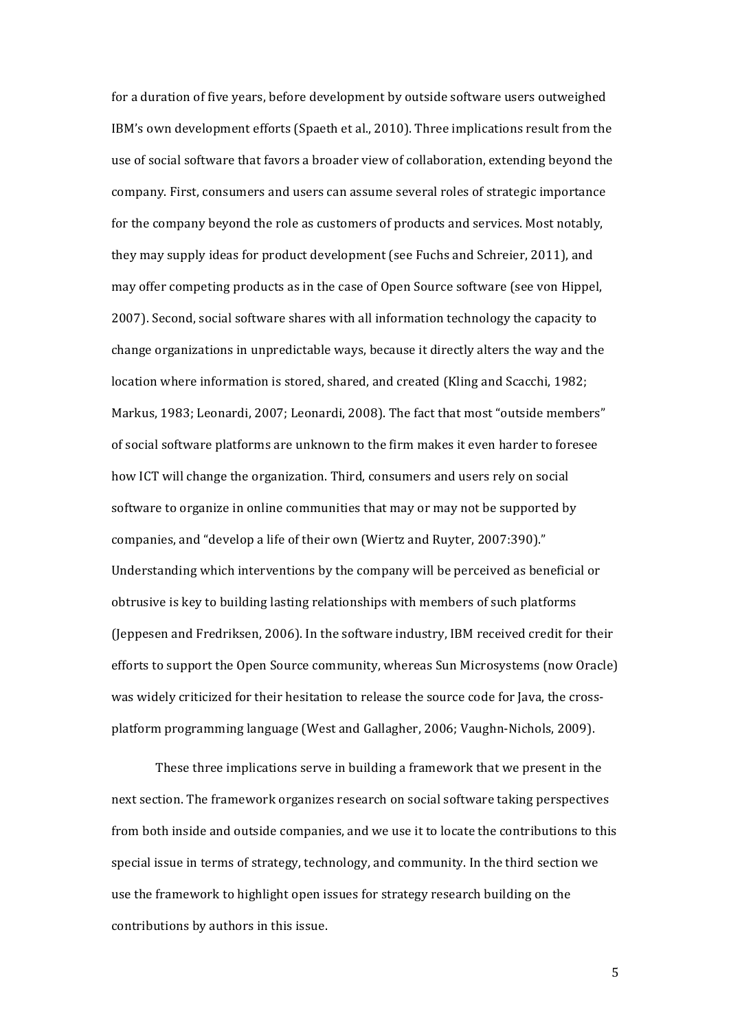for a duration of five years, before development by outside software users outweighed IBM's own development efforts (Spaeth et al., 2010). Three implications result from the use of social software that favors a broader view of collaboration, extending beyond the company. First, consumers and users can assume several roles of strategic importance for the company beyond the role as customers of products and services. Most notably, they may supply ideas for product development (see Fuchs and Schreier, 2011), and may offer competing products as in the case of Open Source software (see von Hippel, 2007). Second, social software shares with all information technology the capacity to change organizations in unpredictable ways, because it directly alters the way and the location where information is stored, shared, and created (Kling and Scacchi, 1982; Markus, 1983; Leonardi, 2007; Leonardi, 2008). The fact that most "outside members" of social software platforms are unknown to the firm makes it even harder to foresee how ICT will change the organization. Third, consumers and users rely on social software to organize in online communities that may or may not be supported by companies, and "develop a life of their own (Wiertz and Ruyter, 2007:390)." Understanding which interventions by the company will be perceived as beneficial or obtrusive is key to building lasting relationships with members of such platforms (Jeppesen and Fredriksen, 2006). In the software industry, IBM received credit for their efforts to support the Open Source community, whereas Sun Microsystems (now Oracle) was widely criticized for their hesitation to release the source code for Java, the cross-platform programming language (West and Gallagher, 2006; Vaughn-Nichols, 2009).

These three implications serve in building a framework that we present in the next section. The framework organizes research on social software taking perspectives from both inside and outside companies, and we use it to locate the contributions to this special issue in terms of strategy, technology, and community. In the third section we use the framework to highlight open issues for strategy research building on the contributions by authors in this issue.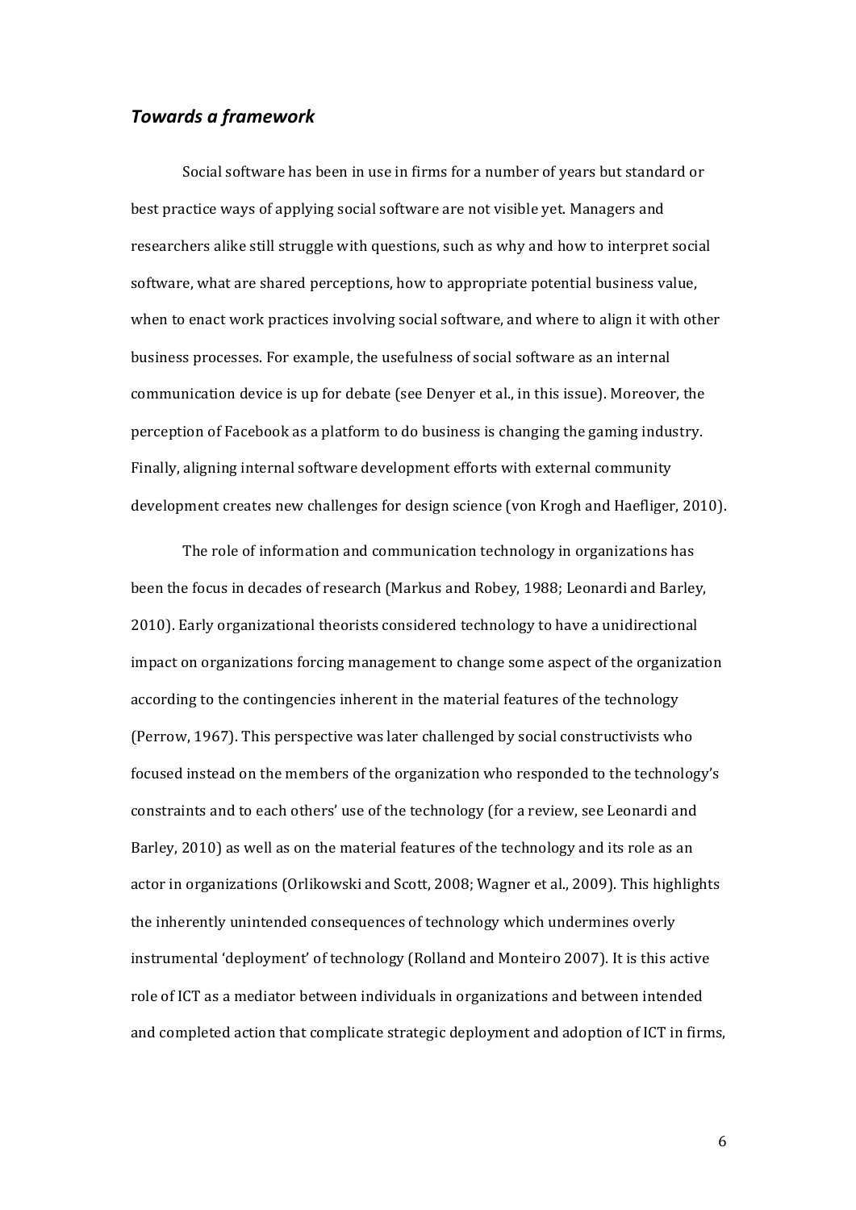## *Towards a framework*

Social software has been in use in firms for a number of years but standard or best practice ways of applying social software are not visible yet. Managers and researchers alike still struggle with questions, such as why and how to interpret social software, what are shared perceptions, how to appropriate potential business value, when to enact work practices involving social software, and where to align it with other business processes. For example, the usefulness of social software as an internal communication device is up for debate (see Denyer et al., in this issue). Moreover, the perception of Facebook as a platform to do business is changing the gaming industry. Finally, aligning internal software development efforts with external community development creates new challenges for design science (von Krogh and Haefliger, 2010).

The role of information and communication technology in organizations has been the focus in decades of research (Markus and Robey, 1988; Leonardi and Barley, 2010). Early organizational theorists considered technology to have a unidirectional impact on organizations forcing management to change some aspect of the organization according to the contingencies inherent in the material features of the technology (Perrow, 1967). This perspective was later challenged by social constructivists who focused instead on the members of the organization who responded to the technology's constraints and to each others' use of the technology (for a review, see Leonardi and Barley, 2010) as well as on the material features of the technology and its role as an actor in organizations (Orlikowski and Scott, 2008; Wagner et al., 2009). This highlights the inherently unintended consequences of technology which undermines overly instrumental 'deployment' of technology (Rolland and Monteiro 2007). It is this active role of ICT as a mediator between individuals in organizations and between intended and completed action that complicate strategic deployment and adoption of ICT in firms,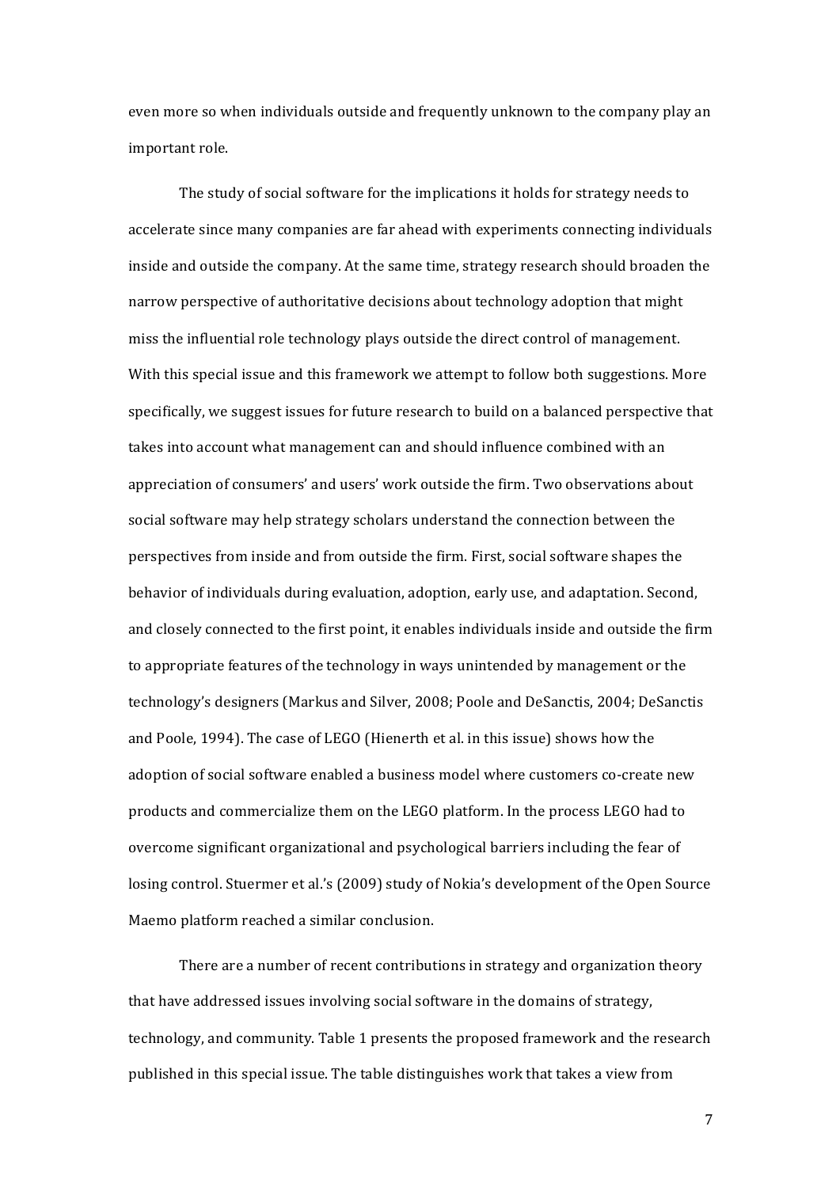even more so when individuals outside and frequently unknown to the company play an important role.

The study of social software for the implications it holds for strategy needs to accelerate since many companies are far ahead with experiments connecting individuals inside and outside the company. At the same time, strategy research should broaden the narrow perspective of authoritative decisions about technology adoption that might miss the influential role technology plays outside the direct control of management. With this special issue and this framework we attempt to follow both suggestions. More specifically, we suggest issues for future research to build on a balanced perspective that takes into account what management can and should influence combined with an appreciation of consumers' and users' work outside the firm. Two observations about social software may help strategy scholars understand the connection between the perspectives from inside and from outside the firm. First, social software shapes the behavior of individuals during evaluation, adoption, early use, and adaptation. Second, and closely connected to the first point, it enables individuals inside and outside the firm to appropriate features of the technology in ways unintended by management or the technology's designers (Markus and Silver, 2008; Poole and DeSanctis, 2004; DeSanctis and Poole, 1994). The case of LEGO (Hienerth et al. in this issue) shows how the adoption of social software enabled a business model where customers co-create new products and commercialize them on the LEGO platform. In the process LEGO had to overcome significant organizational and psychological barriers including the fear of losing control. Stuermer et al.'s (2009) study of Nokia's development of the Open Source Maemo platform reached a similar conclusion.

There are a number of recent contributions in strategy and organization theory that have addressed issues involving social software in the domains of strategy, technology, and community. Table 1 presents the proposed framework and the research published in this special issue. The table distinguishes work that takes a view from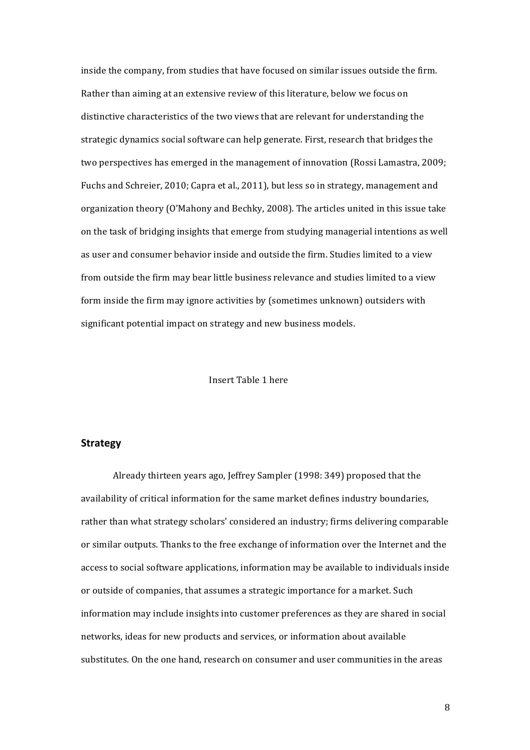inside the company, from studies that have focused on similar issues outside the firm. Rather than aiming at an extensive review of this literature, below we focus on distinctive characteristics of the two views that are relevant for understanding the strategic dynamics social software can help generate. First, research that bridges the two perspectives has emerged in the management of innovation (Rossi Lamastra, 2009; Fuchs and Schreier, 2010; Capra et al., 2011), but less so in strategy, management and organization theory (O'Mahony and Bechky, 2008). The articles united in this issue take on the task of bridging insights that emerge from studying managerial intentions as well as user and consumer behavior inside and outside the firm. Studies limited to a view from outside the firm may bear little business relevance and studies limited to a view form inside the firm may ignore activities by (sometimes unknown) outsiders with significant potential impact on strategy and new business models.

Insert Table 1 here

## Strategy

Already thirteen years ago, Jeffrey Sampler (1998: 349) proposed that the availability of critical information for the same market defines industry boundaries, rather than what strategy scholars' considered an industry; firms delivering comparable or similar outputs. Thanks to the free exchange of information over the Internet and the access to social software applications, information may be available to individuals inside or outside of companies, that assumes a strategic importance for a market. Such information may include insights into customer preferences as they are shared in social networks, ideas for new products and services, or information about available substitutes. On the one hand, research on consumer and user communities in the areas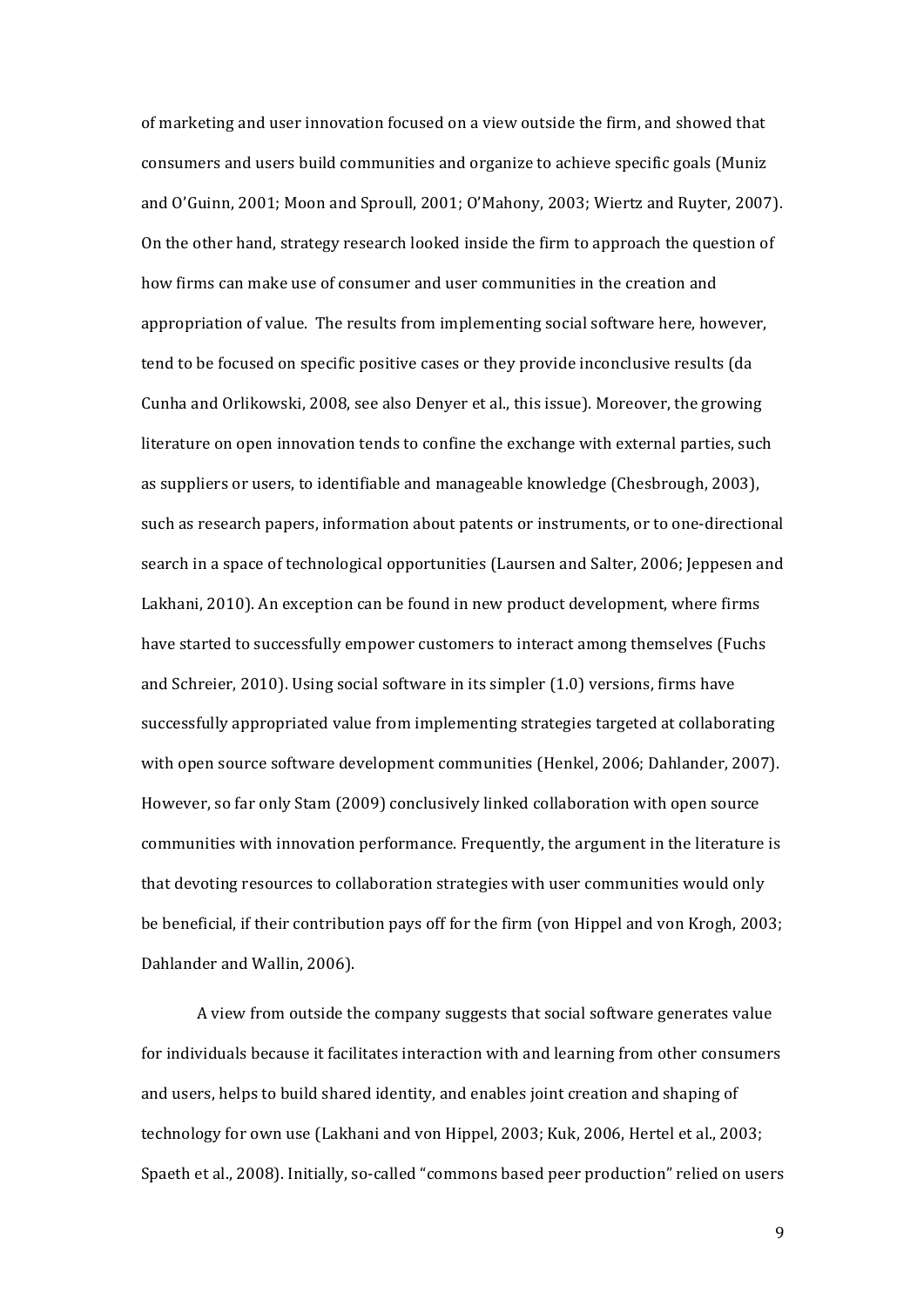of marketing and user innovation focused on a view outside the firm, and showed that consumers and users build communities and organize to achieve specific goals (Muniz and O'Guinn, 2001; Moon and Sproull, 2001; O'Mahony, 2003; Wiertz and Ruyter, 2007). On the other hand, strategy research looked inside the firm to approach the question of how firms can make use of consumer and user communities in the creation and appropriation of value. The results from implementing social software here, however, tend to be focused on specific positive cases or they provide inconclusive results (da Cunha and Orlikowski, 2008, see also Denyer et al., this issue). Moreover, the growing literature on open innovation tends to confine the exchange with external parties, such as suppliers or users, to identifiable and manageable knowledge (Chesbrough, 2003), such as research papers, information about patents or instruments, or to one-directional search in a space of technological opportunities (Laursen and Salter, 2006; Jeppesen and Lakhani, 2010). An exception can be found in new product development, where firms have started to successfully empower customers to interact among themselves (Fuchs and Schreier, 2010). Using social software in its simpler (1.0) versions, firms have successfully appropriated value from implementing strategies targeted at collaborating with open source software development communities (Henkel, 2006; Dahlander, 2007). However, so far only Stam (2009) conclusively linked collaboration with open source communities with innovation performance. Frequently, the argument in the literature is that devoting resources to collaboration strategies with user communities would only be beneficial, if their contribution pays off for the firm (von Hippel and von Krogh, 2003; Dahlander and Wallin, 2006).

A view from outside the company suggests that social software generates value for individuals because it facilitates interaction with and learning from other consumers and users, helps to build shared identity, and enables joint creation and shaping of technology for own use (Lakhani and von Hippel, 2003; Kuk, 2006, Hertel et al., 2003; Spaeth et al., 2008). Initially, so-called "commons based peer production" relied on users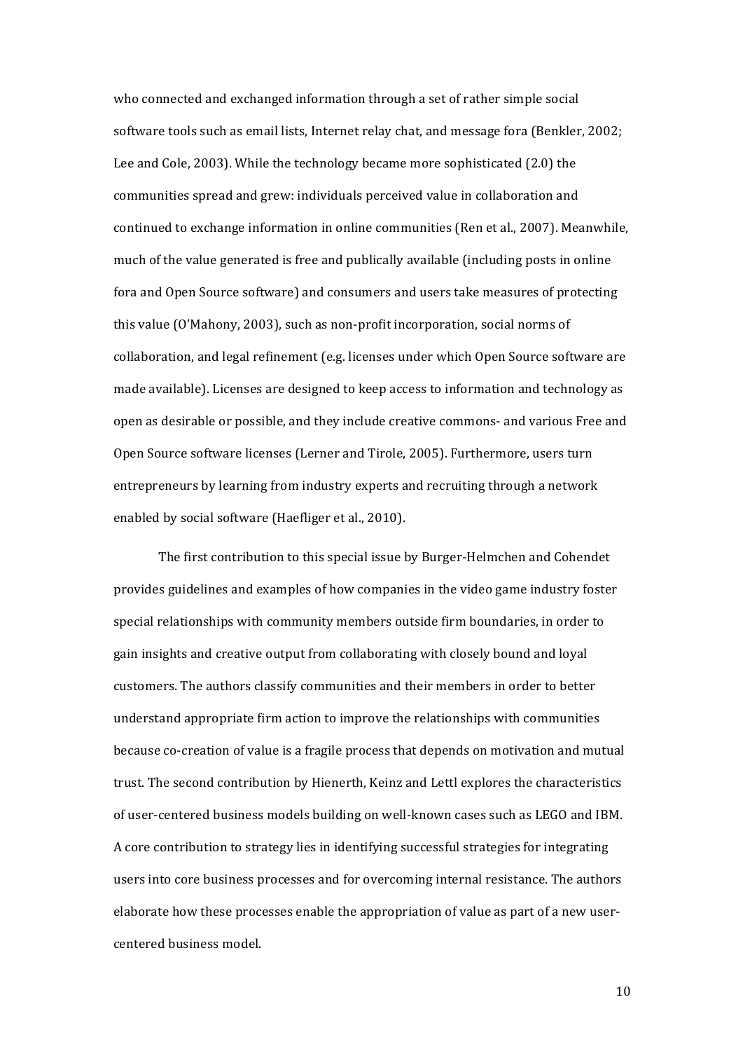who connected and exchanged information through a set of rather simple social software tools such as email lists, Internet relay chat, and message fora (Benkler, 2002; Lee and Cole, 2003). While the technology became more sophisticated (2.0) the communities spread and grew: individuals perceived value in collaboration and continued to exchange information in online communities (Ren et al., 2007). Meanwhile, much of the value generated is free and publically available (including posts in online fora and Open Source software) and consumers and users take measures of protecting this value (O'Mahony, 2003), such as non-profit incorporation, social norms of collaboration, and legal refinement (e.g. licenses under which Open Source software are made available). Licenses are designed to keep access to information and technology as open as desirable or possible, and they include creative commons- and various Free and Open Source software licenses (Lerner and Tirole, 2005). Furthermore, users turn entrepreneurs by learning from industry experts and recruiting through a network enabled by social software (Haefliger et al., 2010).

The first contribution to this special issue by Burger-Helmchen and Cohendet provides guidelines and examples of how companies in the video game industry foster special relationships with community members outside firm boundaries, in order to gain insights and creative output from collaborating with closely bound and loyal customers. The authors classify communities and their members in order to better understand appropriate firm action to improve the relationships with communities because co-creation of value is a fragile process that depends on motivation and mutual trust. The second contribution by Hienerth, Keinz and Lettl explores the characteristics of user-centered business models building on well-known cases such as LEGO and IBM. A core contribution to strategy lies in identifying successful strategies for integrating users into core business processes and for overcoming internal resistance. The authors elaborate how these processes enable the appropriation of value as part of a new user-centered business model.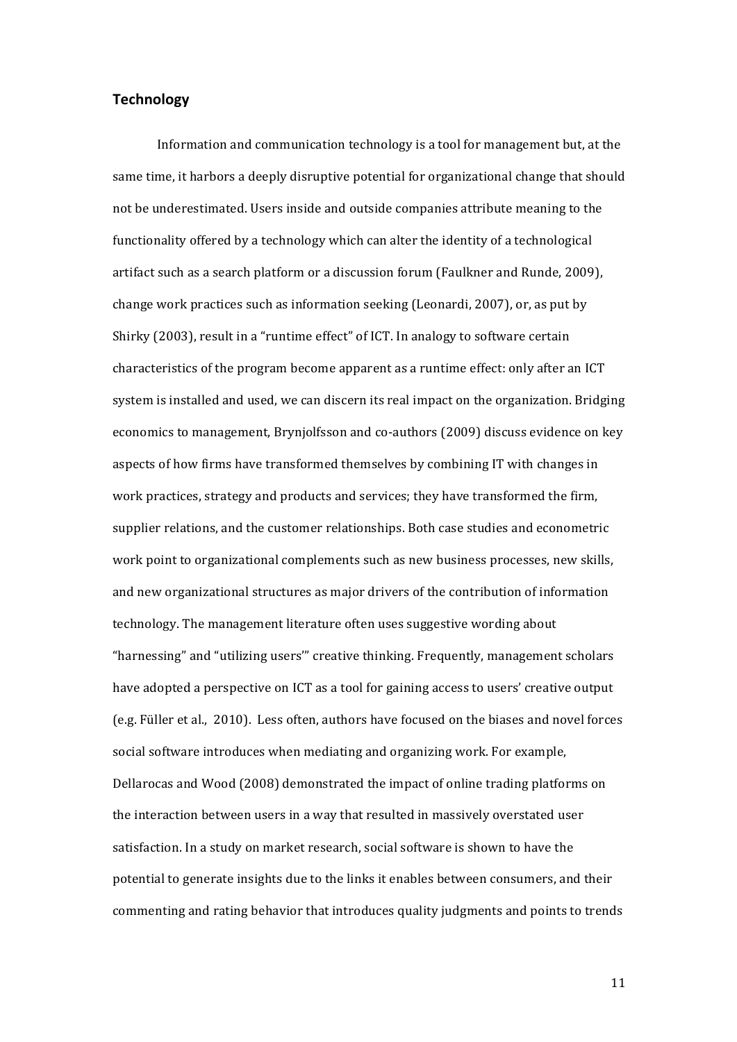## Technology

Information and communication technology is a tool for management but, at the same time, it harbors a deeply disruptive potential for organizational change that should not be underestimated. Users inside and outside companies attribute meaning to the functionality offered by a technology which can alter the identity of a technological artifact such as a search platform or a discussion forum (Faulkner and Runde, 2009), change work practices such as information seeking (Leonardi, 2007), or, as put by Shirky (2003), result in a "runtime effect" of ICT. In analogy to software certain characteristics of the program become apparent as a runtime effect: only after an ICT system is installed and used, we can discern its real impact on the organization. Bridging economics to management, Brynjolfsson and co-authors (2009) discuss evidence on key aspects of how firms have transformed themselves by combining IT with changes in work practices, strategy and products and services; they have transformed the firm, supplier relations, and the customer relationships. Both case studies and econometric work point to organizational complements such as new business processes, new skills, and new organizational structures as major drivers of the contribution of information technology. The management literature often uses suggestive wording about "harnessing" and "utilizing users'" creative thinking. Frequently, management scholars have adopted a perspective on ICT as a tool for gaining access to users' creative output (e.g. Füller et al., 2010). Less often, authors have focused on the biases and novel forces social software introduces when mediating and organizing work. For example, Dellarocas and Wood (2008) demonstrated the impact of online trading platforms on the interaction between users in a way that resulted in massively overstated user satisfaction. In a study on market research, social software is shown to have the potential to generate insights due to the links it enables between consumers, and their commenting and rating behavior that introduces quality judgments and points to trends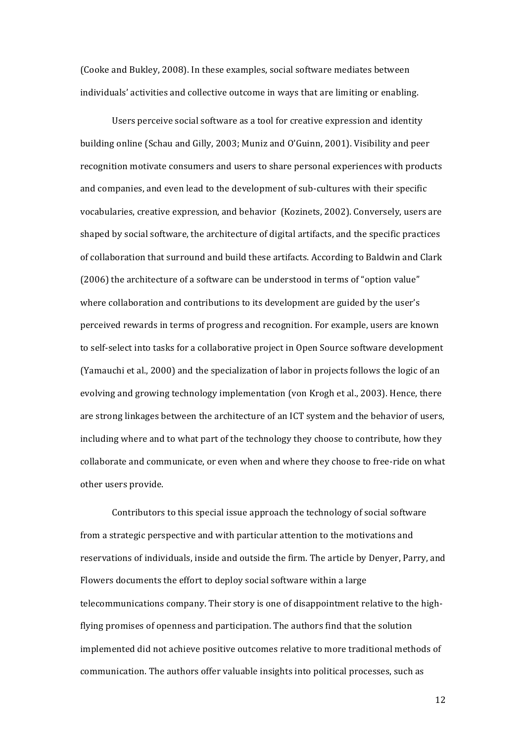(Cooke and Bukley, 2008). In these examples, social software mediates between individuals' activities and collective outcome in ways that are limiting or enabling.

Users perceive social software as a tool for creative expression and identity building online (Schau and Gilly, 2003; Muniz and O'Guinn, 2001). Visibility and peer recognition motivate consumers and users to share personal experiences with products and companies, and even lead to the development of sub-cultures with their specific vocabularies, creative expression, and behavior (Kozinets, 2002). Conversely, users are shaped by social software, the architecture of digital artifacts, and the specific practices of collaboration that surround and build these artifacts. According to Baldwin and Clark (2006) the architecture of a software can be understood in terms of "option value" where collaboration and contributions to its development are guided by the user's perceived rewards in terms of progress and recognition. For example, users are known to self-select into tasks for a collaborative project in Open Source software development (Yamauchi et al., 2000) and the specialization of labor in projects follows the logic of an evolving and growing technology implementation (von Krogh et al., 2003). Hence, there are strong linkages between the architecture of an ICT system and the behavior of users, including where and to what part of the technology they choose to contribute, how they collaborate and communicate, or even when and where they choose to free-ride on what other users provide.

Contributors to this special issue approach the technology of social software from a strategic perspective and with particular attention to the motivations and reservations of individuals, inside and outside the firm. The article by Denyer, Parry, and Flowers documents the effort to deploy social software within a large telecommunications company. Their story is one of disappointment relative to the high-flying promises of openness and participation. The authors find that the solution implemented did not achieve positive outcomes relative to more traditional methods of communication. The authors offer valuable insights into political processes, such as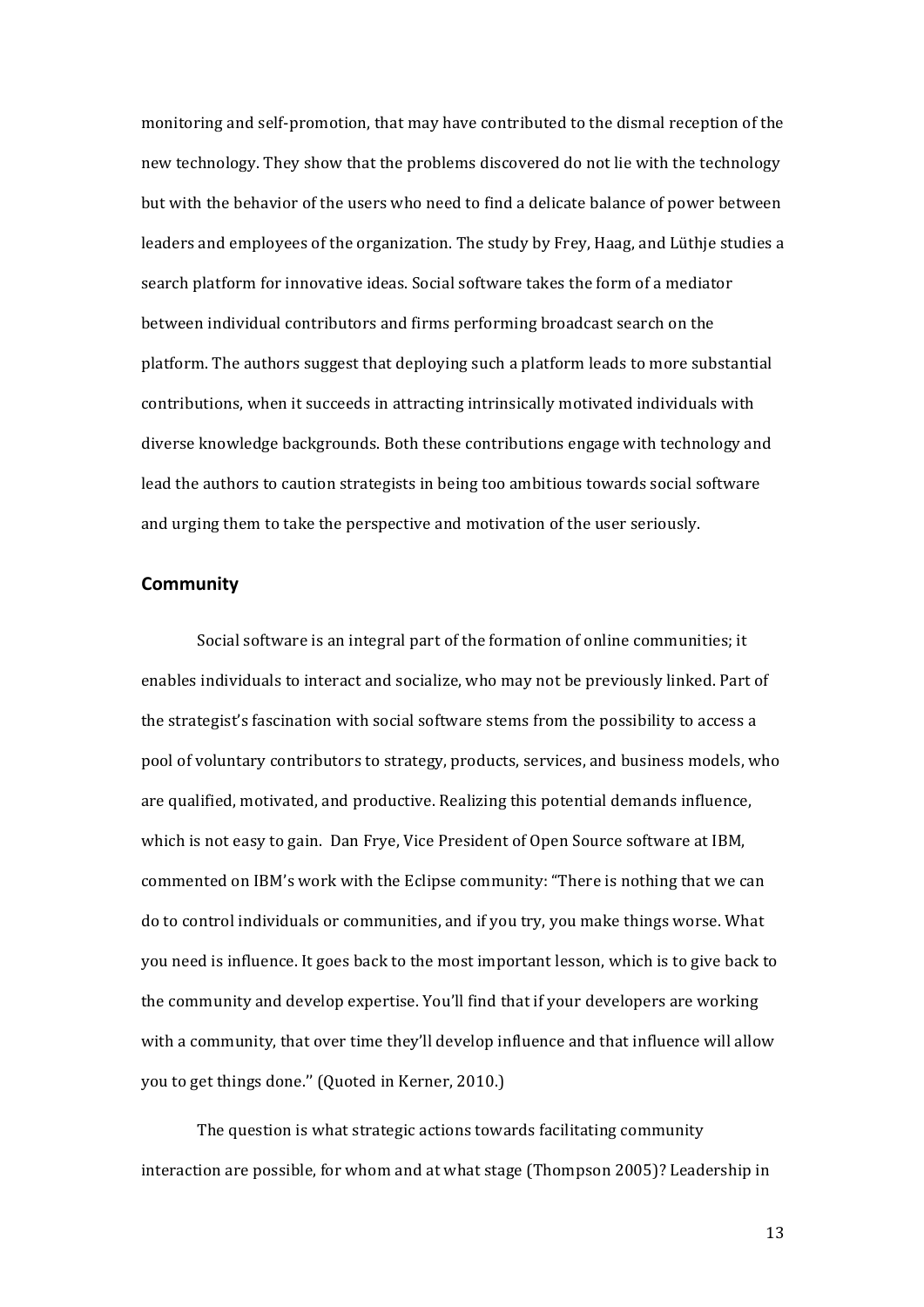monitoring and self-promotion, that may have contributed to the dismal reception of the new technology. They show that the problems discovered do not lie with the technology but with the behavior of the users who need to find a delicate balance of power between leaders and employees of the organization. The study by Frey, Haag, and Lüthje studies a search platform for innovative ideas. Social software takes the form of a mediator between individual contributors and firms performing broadcast search on the platform. The authors suggest that deploying such a platform leads to more substantial contributions, when it succeeds in attracting intrinsically motivated individuals with diverse knowledge backgrounds. Both these contributions engage with technology and lead the authors to caution strategists in being too ambitious towards social software and urging them to take the perspective and motivation of the user seriously.

## Community

Social software is an integral part of the formation of online communities; it enables individuals to interact and socialize, who may not be previously linked. Part of the strategist's fascination with social software stems from the possibility to access a pool of voluntary contributors to strategy, products, services, and business models, who are qualified, motivated, and productive. Realizing this potential demands influence, which is not easy to gain. Dan Frye, Vice President of Open Source software at IBM, commented on IBM's work with the Eclipse community: "There is nothing that we can do to control individuals or communities, and if you try, you make things worse. What you need is influence. It goes back to the most important lesson, which is to give back to the community and develop expertise. You'll find that if your developers are working with a community, that over time they'll develop influence and that influence will allow you to get things done.'' (Quoted in Kerner, 2010.)

The question is what strategic actions towards facilitating community interaction are possible, for whom and at what stage (Thompson 2005)? Leadership in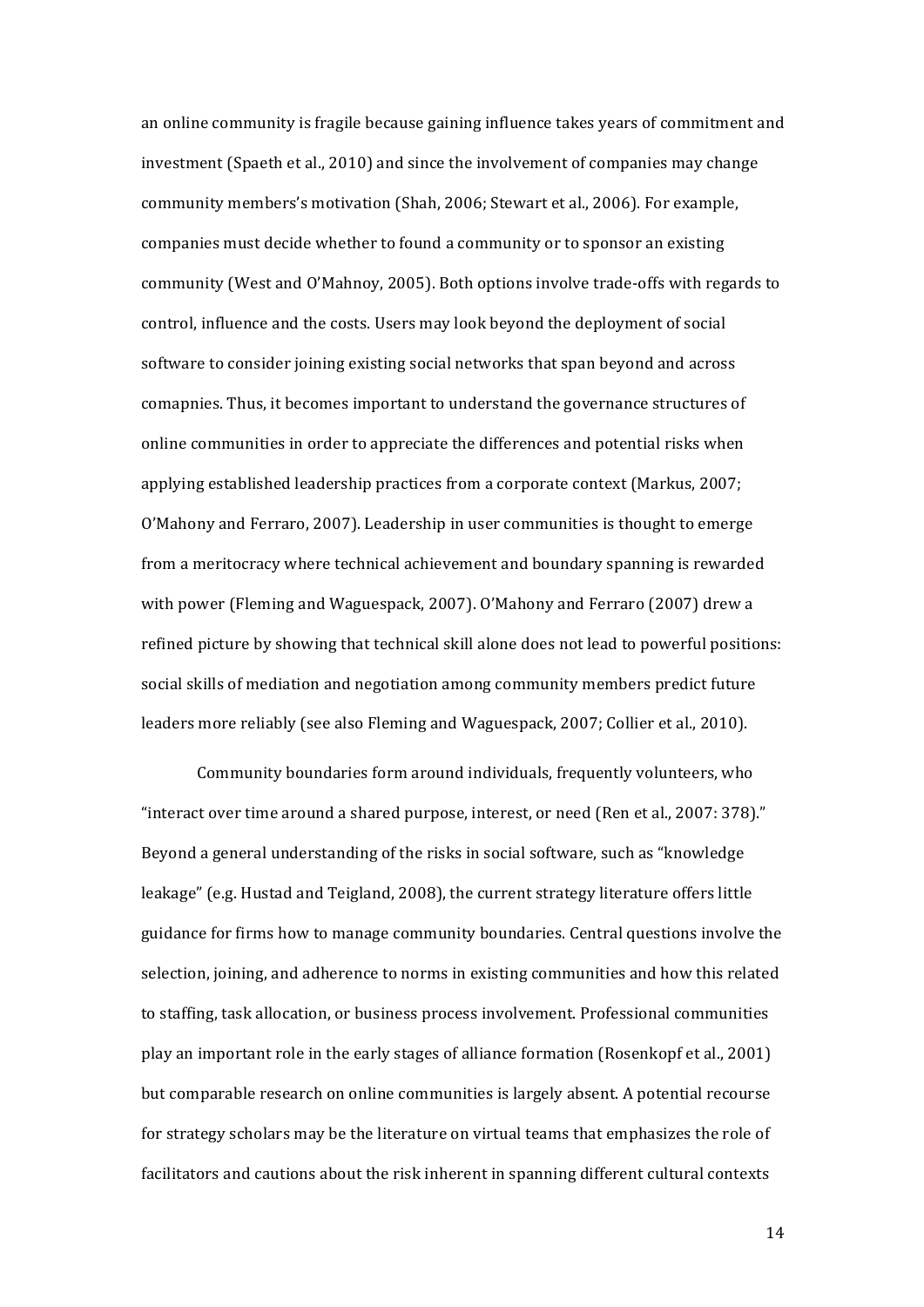an online community is fragile because gaining influence takes years of commitment and investment (Spaeth et al., 2010) and since the involvement of companies may change community members's motivation (Shah, 2006; Stewart et al., 2006). For example, companies must decide whether to found a community or to sponsor an existing community (West and O'Mahnoy, 2005). Both options involve trade-offs with regards to control, influence and the costs. Users may look beyond the deployment of social software to consider joining existing social networks that span beyond and across comapnies. Thus, it becomes important to understand the governance structures of online communities in order to appreciate the differences and potential risks when applying established leadership practices from a corporate context (Markus, 2007; O'Mahony and Ferraro, 2007). Leadership in user communities is thought to emerge from a meritocracy where technical achievement and boundary spanning is rewarded with power (Fleming and Waguespack, 2007). O'Mahony and Ferraro (2007) drew a refined picture by showing that technical skill alone does not lead to powerful positions: social skills of mediation and negotiation among community members predict future leaders more reliably (see also Fleming and Waguespack, 2007; Collier et al., 2010).

Community boundaries form around individuals, frequently volunteers, who "interact over time around a shared purpose, interest, or need (Ren et al., 2007: 378)." Beyond a general understanding of the risks in social software, such as "knowledge leakage" (e.g. Hustad and Teigland, 2008), the current strategy literature offers little guidance for firms how to manage community boundaries. Central questions involve the selection, joining, and adherence to norms in existing communities and how this related to staffing, task allocation, or business process involvement. Professional communities play an important role in the early stages of alliance formation (Rosenkopf et al., 2001) but comparable research on online communities is largely absent. A potential recourse for strategy scholars may be the literature on virtual teams that emphasizes the role of facilitators and cautions about the risk inherent in spanning different cultural contexts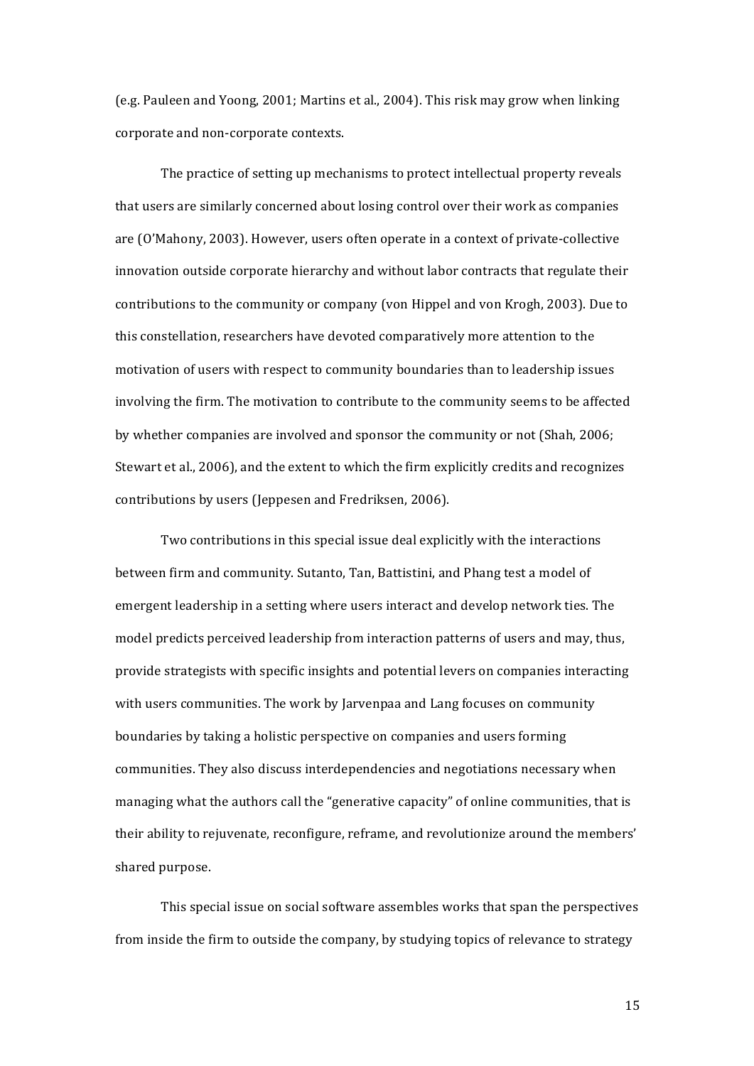(e.g. Pauleen and Yoong, 2001; Martins et al., 2004). This risk may grow when linking corporate and non-corporate contexts.

The practice of setting up mechanisms to protect intellectual property reveals that users are similarly concerned about losing control over their work as companies are (O'Mahony, 2003). However, users often operate in a context of private-collective innovation outside corporate hierarchy and without labor contracts that regulate their contributions to the community or company (von Hippel and von Krogh, 2003). Due to this constellation, researchers have devoted comparatively more attention to the motivation of users with respect to community boundaries than to leadership issues involving the firm. The motivation to contribute to the community seems to be affected by whether companies are involved and sponsor the community or not (Shah, 2006; Stewart et al., 2006), and the extent to which the firm explicitly credits and recognizes contributions by users (Jeppesen and Fredriksen, 2006).

Two contributions in this special issue deal explicitly with the interactions between firm and community. Sutanto, Tan, Battistini, and Phang test a model of emergent leadership in a setting where users interact and develop network ties. The model predicts perceived leadership from interaction patterns of users and may, thus, provide strategists with specific insights and potential levers on companies interacting with users communities. The work by Jarvenpaa and Lang focuses on community boundaries by taking a holistic perspective on companies and users forming communities. They also discuss interdependencies and negotiations necessary when managing what the authors call the "generative capacity" of online communities, that is their ability to rejuvenate, reconfigure, reframe, and revolutionize around the members' shared purpose.

This special issue on social software assembles works that span the perspectives from inside the firm to outside the company, by studying topics of relevance to strategy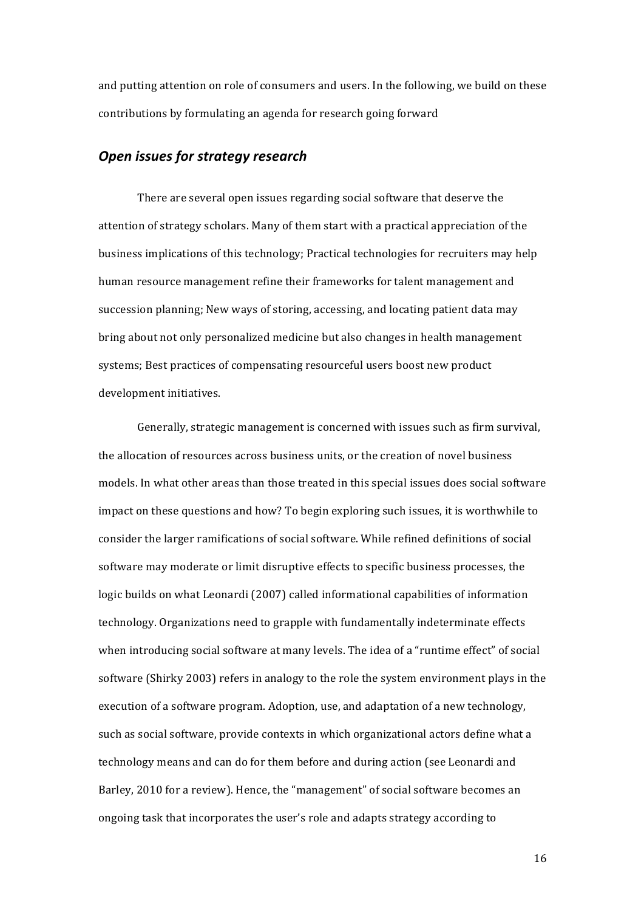and putting attention on role of consumers and users. In the following, we build on these contributions by formulating an agenda for research going forward

## *Open issues for strategy research*

There are several open issues regarding social software that deserve the attention of strategy scholars. Many of them start with a practical appreciation of the business implications of this technology; Practical technologies for recruiters may help human resource management refine their frameworks for talent management and succession planning; New ways of storing, accessing, and locating patient data may bring about not only personalized medicine but also changes in health management systems; Best practices of compensating resourceful users boost new product development initiatives.

Generally, strategic management is concerned with issues such as firm survival, the allocation of resources across business units, or the creation of novel business models. In what other areas than those treated in this special issues does social software impact on these questions and how? To begin exploring such issues, it is worthwhile to consider the larger ramifications of social software. While refined definitions of social software may moderate or limit disruptive effects to specific business processes, the logic builds on what Leonardi (2007) called informational capabilities of information technology. Organizations need to grapple with fundamentally indeterminate effects when introducing social software at many levels. The idea of a "runtime effect" of social software (Shirky 2003) refers in analogy to the role the system environment plays in the execution of a software program. Adoption, use, and adaptation of a new technology, such as social software, provide contexts in which organizational actors define what a technology means and can do for them before and during action (see Leonardi and Barley, 2010 for a review). Hence, the "management" of social software becomes an ongoing task that incorporates the user's role and adapts strategy according to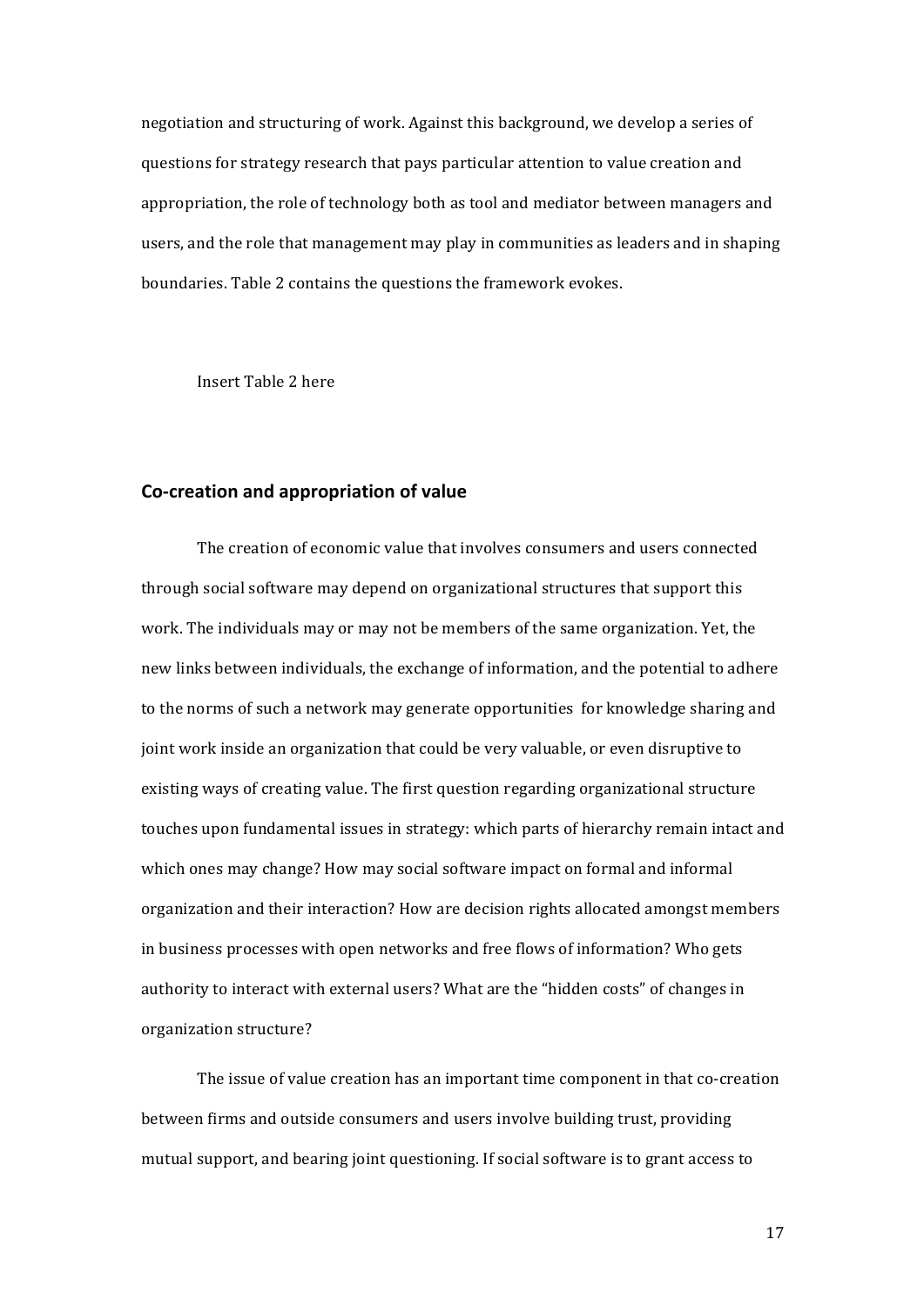negotiation and structuring of work. Against this background, we develop a series of questions for strategy research that pays particular attention to value creation and appropriation, the role of technology both as tool and mediator between managers and users, and the role that management may play in communities as leaders and in shaping boundaries. Table 2 contains the questions the framework evokes.

Insert Table 2 here

## Co-creation and appropriation of value

The creation of economic value that involves consumers and users connected through social software may depend on organizational structures that support this work. The individuals may or may not be members of the same organization. Yet, the new links between individuals, the exchange of information, and the potential to adhere to the norms of such a network may generate opportunities for knowledge sharing and joint work inside an organization that could be very valuable, or even disruptive to existing ways of creating value. The first question regarding organizational structure touches upon fundamental issues in strategy: which parts of hierarchy remain intact and which ones may change? How may social software impact on formal and informal organization and their interaction? How are decision rights allocated amongst members in business processes with open networks and free flows of information? Who gets authority to interact with external users? What are the "hidden costs" of changes in organization structure?

The issue of value creation has an important time component in that co-creation between firms and outside consumers and users involve building trust, providing mutual support, and bearing joint questioning. If social software is to grant access to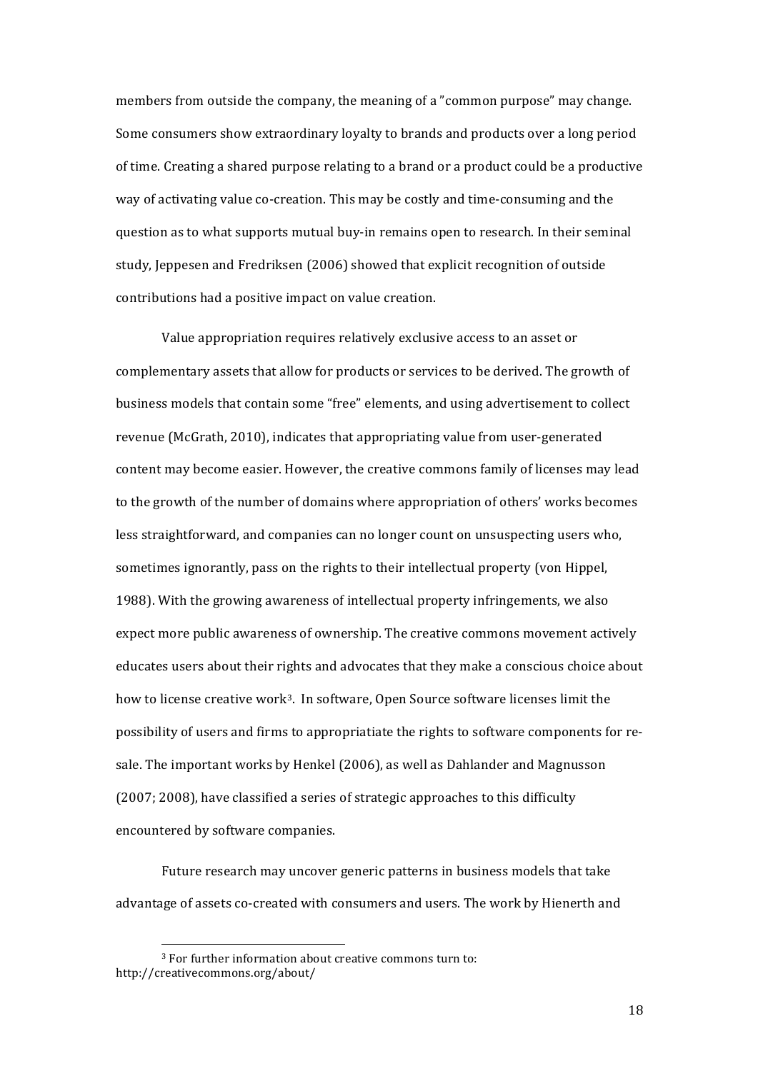members from outside the company, the meaning of a "common purpose" may change. Some consumers show extraordinary loyalty to brands and products over a long period of time. Creating a shared purpose relating to a brand or a product could be a productive way of activating value co-creation. This may be costly and time-consuming and the question as to what supports mutual buy-in remains open to research. In their seminal study, Jeppesen and Fredriksen (2006) showed that explicit recognition of outside contributions had a positive impact on value creation.

Value appropriation requires relatively exclusive access to an asset or complementary assets that allow for products or services to be derived. The growth of business models that contain some "free" elements, and using advertisement to collect revenue (McGrath, 2010), indicates that appropriating value from user-generated content may become easier. However, the creative commons family of licenses may lead to the growth of the number of domains where appropriation of others' works becomes less straightforward, and companies can no longer count on unsuspecting users who, sometimes ignorantly, pass on the rights to their intellectual property (von Hippel, 1988). With the growing awareness of intellectual property infringements, we also expect more public awareness of ownership. The creative commons movement actively educates users about their rights and advocates that they make a conscious choice about how to license creative work[3]. In software, Open Source software licenses limit the possibility of users and firms to appropriatiate the rights to software components for re-sale. The important works by Henkel (2006), as well as Dahlander and Magnusson (2007; 2008), have classified a series of strategic approaches to this difficulty encountered by software companies.

Future research may uncover generic patterns in business models that take advantage of assets co-created with consumers and users. The work by Hienerth and

[3] For further information about creative commons turn to: http://creativecommons.org/about/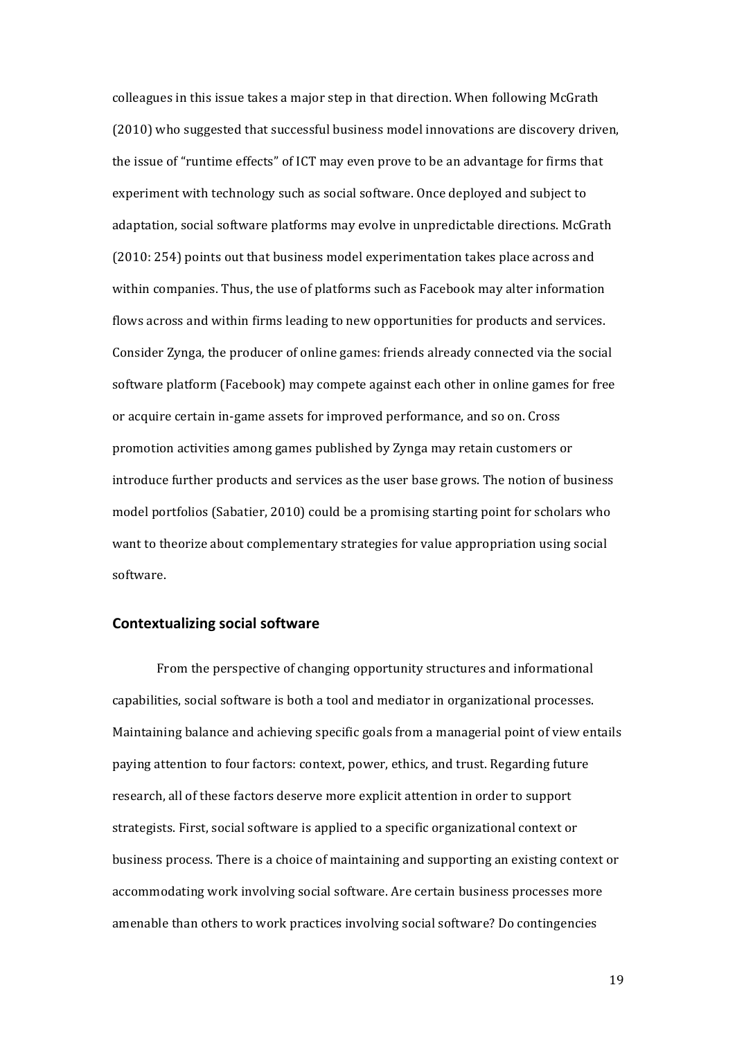colleagues in this issue takes a major step in that direction. When following McGrath (2010) who suggested that successful business model innovations are discovery driven, the issue of "runtime effects" of ICT may even prove to be an advantage for firms that experiment with technology such as social software. Once deployed and subject to adaptation, social software platforms may evolve in unpredictable directions. McGrath (2010: 254) points out that business model experimentation takes place across and within companies. Thus, the use of platforms such as Facebook may alter information flows across and within firms leading to new opportunities for products and services. Consider Zynga, the producer of online games: friends already connected via the social software platform (Facebook) may compete against each other in online games for free or acquire certain in-game assets for improved performance, and so on. Cross promotion activities among games published by Zynga may retain customers or introduce further products and services as the user base grows. The notion of business model portfolios (Sabatier, 2010) could be a promising starting point for scholars who want to theorize about complementary strategies for value appropriation using social software.

## Contextualizing social software

From the perspective of changing opportunity structures and informational capabilities, social software is both a tool and mediator in organizational processes. Maintaining balance and achieving specific goals from a managerial point of view entails paying attention to four factors: context, power, ethics, and trust. Regarding future research, all of these factors deserve more explicit attention in order to support strategists. First, social software is applied to a specific organizational context or business process. There is a choice of maintaining and supporting an existing context or accommodating work involving social software. Are certain business processes more amenable than others to work practices involving social software? Do contingencies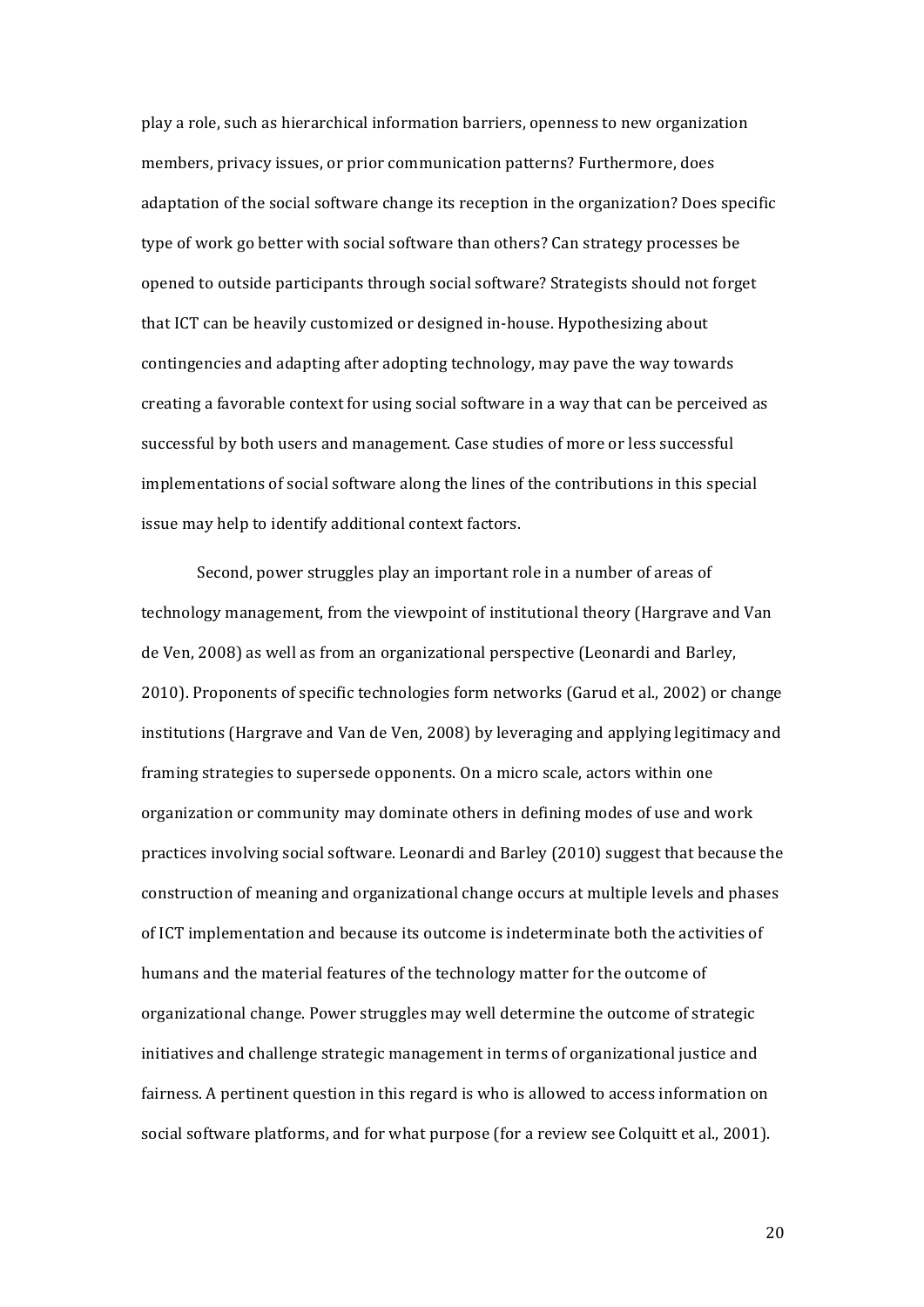play a role, such as hierarchical information barriers, openness to new organization members, privacy issues, or prior communication patterns? Furthermore, does adaptation of the social software change its reception in the organization? Does specific type of work go better with social software than others? Can strategy processes be opened to outside participants through social software? Strategists should not forget that ICT can be heavily customized or designed in-house. Hypothesizing about contingencies and adapting after adopting technology, may pave the way towards creating a favorable context for using social software in a way that can be perceived as successful by both users and management. Case studies of more or less successful implementations of social software along the lines of the contributions in this special issue may help to identify additional context factors.

Second, power struggles play an important role in a number of areas of technology management, from the viewpoint of institutional theory (Hargrave and Van de Ven, 2008) as well as from an organizational perspective (Leonardi and Barley, 2010). Proponents of specific technologies form networks (Garud et al., 2002) or change institutions (Hargrave and Van de Ven, 2008) by leveraging and applying legitimacy and framing strategies to supersede opponents. On a micro scale, actors within one organization or community may dominate others in defining modes of use and work practices involving social software. Leonardi and Barley (2010) suggest that because the construction of meaning and organizational change occurs at multiple levels and phases of ICT implementation and because its outcome is indeterminate both the activities of humans and the material features of the technology matter for the outcome of organizational change. Power struggles may well determine the outcome of strategic initiatives and challenge strategic management in terms of organizational justice and fairness. A pertinent question in this regard is who is allowed to access information on social software platforms, and for what purpose (for a review see Colquitt et al., 2001).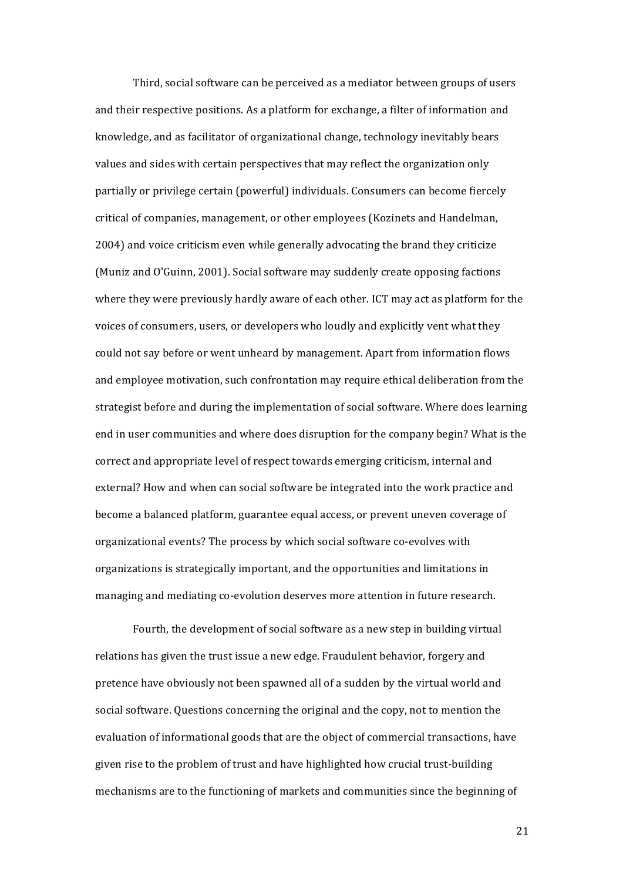Third, social software can be perceived as a mediator between groups of users and their respective positions. As a platform for exchange, a filter of information and knowledge, and as facilitator of organizational change, technology inevitably bears values and sides with certain perspectives that may reflect the organization only partially or privilege certain (powerful) individuals. Consumers can become fiercely critical of companies, management, or other employees (Kozinets and Handelman, 2004) and voice criticism even while generally advocating the brand they criticize (Muniz and O'Guinn, 2001). Social software may suddenly create opposing factions where they were previously hardly aware of each other. ICT may act as platform for the voices of consumers, users, or developers who loudly and explicitly vent what they could not say before or went unheard by management. Apart from information flows and employee motivation, such confrontation may require ethical deliberation from the strategist before and during the implementation of social software. Where does learning end in user communities and where does disruption for the company begin? What is the correct and appropriate level of respect towards emerging criticism, internal and external? How and when can social software be integrated into the work practice and become a balanced platform, guarantee equal access, or prevent uneven coverage of organizational events? The process by which social software co-evolves with organizations is strategically important, and the opportunities and limitations in managing and mediating co-evolution deserves more attention in future research.

Fourth, the development of social software as a new step in building virtual relations has given the trust issue a new edge. Fraudulent behavior, forgery and pretence have obviously not been spawned all of a sudden by the virtual world and social software. Questions concerning the original and the copy, not to mention the evaluation of informational goods that are the object of commercial transactions, have given rise to the problem of trust and have highlighted how crucial trust-building mechanisms are to the functioning of markets and communities since the beginning of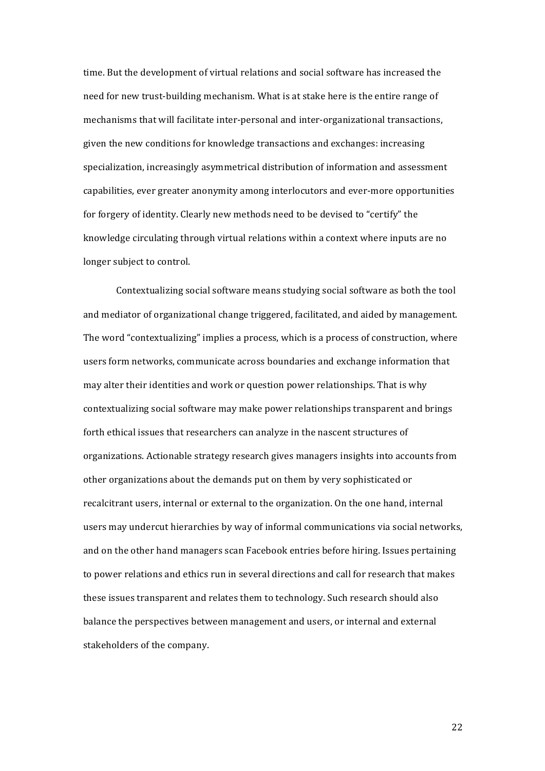time. But the development of virtual relations and social software has increased the need for new trust-building mechanism. What is at stake here is the entire range of mechanisms that will facilitate inter-personal and inter-organizational transactions, given the new conditions for knowledge transactions and exchanges: increasing specialization, increasingly asymmetrical distribution of information and assessment capabilities, ever greater anonymity among interlocutors and ever-more opportunities for forgery of identity. Clearly new methods need to be devised to "certify" the knowledge circulating through virtual relations within a context where inputs are no longer subject to control.

Contextualizing social software means studying social software as both the tool and mediator of organizational change triggered, facilitated, and aided by management. The word "contextualizing" implies a process, which is a process of construction, where users form networks, communicate across boundaries and exchange information that may alter their identities and work or question power relationships. That is why contextualizing social software may make power relationships transparent and brings forth ethical issues that researchers can analyze in the nascent structures of organizations. Actionable strategy research gives managers insights into accounts from other organizations about the demands put on them by very sophisticated or recalcitrant users, internal or external to the organization. On the one hand, internal users may undercut hierarchies by way of informal communications via social networks, and on the other hand managers scan Facebook entries before hiring. Issues pertaining to power relations and ethics run in several directions and call for research that makes these issues transparent and relates them to technology. Such research should also balance the perspectives between management and users, or internal and external stakeholders of the company.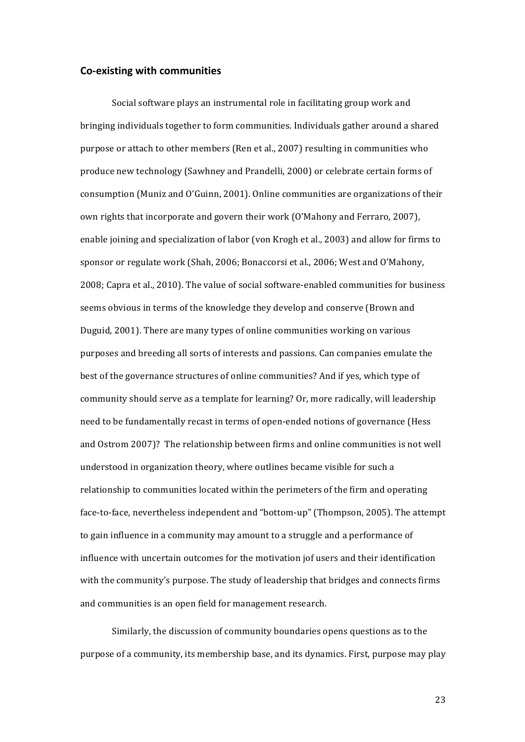## Co-existing with communities

Social software plays an instrumental role in facilitating group work and bringing individuals together to form communities. Individuals gather around a shared purpose or attach to other members (Ren et al., 2007) resulting in communities who produce new technology (Sawhney and Prandelli, 2000) or celebrate certain forms of consumption (Muniz and O'Guinn, 2001). Online communities are organizations of their own rights that incorporate and govern their work (O'Mahony and Ferraro, 2007), enable joining and specialization of labor (von Krogh et al., 2003) and allow for firms to sponsor or regulate work (Shah, 2006; Bonaccorsi et al., 2006; West and O'Mahony, 2008; Capra et al., 2010). The value of social software-enabled communities for business seems obvious in terms of the knowledge they develop and conserve (Brown and Duguid, 2001). There are many types of online communities working on various purposes and breeding all sorts of interests and passions. Can companies emulate the best of the governance structures of online communities? And if yes, which type of community should serve as a template for learning? Or, more radically, will leadership need to be fundamentally recast in terms of open-ended notions of governance (Hess and Ostrom 2007)? The relationship between firms and online communities is not well understood in organization theory, where outlines became visible for such a relationship to communities located within the perimeters of the firm and operating face-to-face, nevertheless independent and "bottom-up" (Thompson, 2005). The attempt to gain influence in a community may amount to a struggle and a performance of influence with uncertain outcomes for the motivation jof users and their identification with the community's purpose. The study of leadership that bridges and connects firms and communities is an open field for management research.

Similarly, the discussion of community boundaries opens questions as to the purpose of a community, its membership base, and its dynamics. First, purpose may play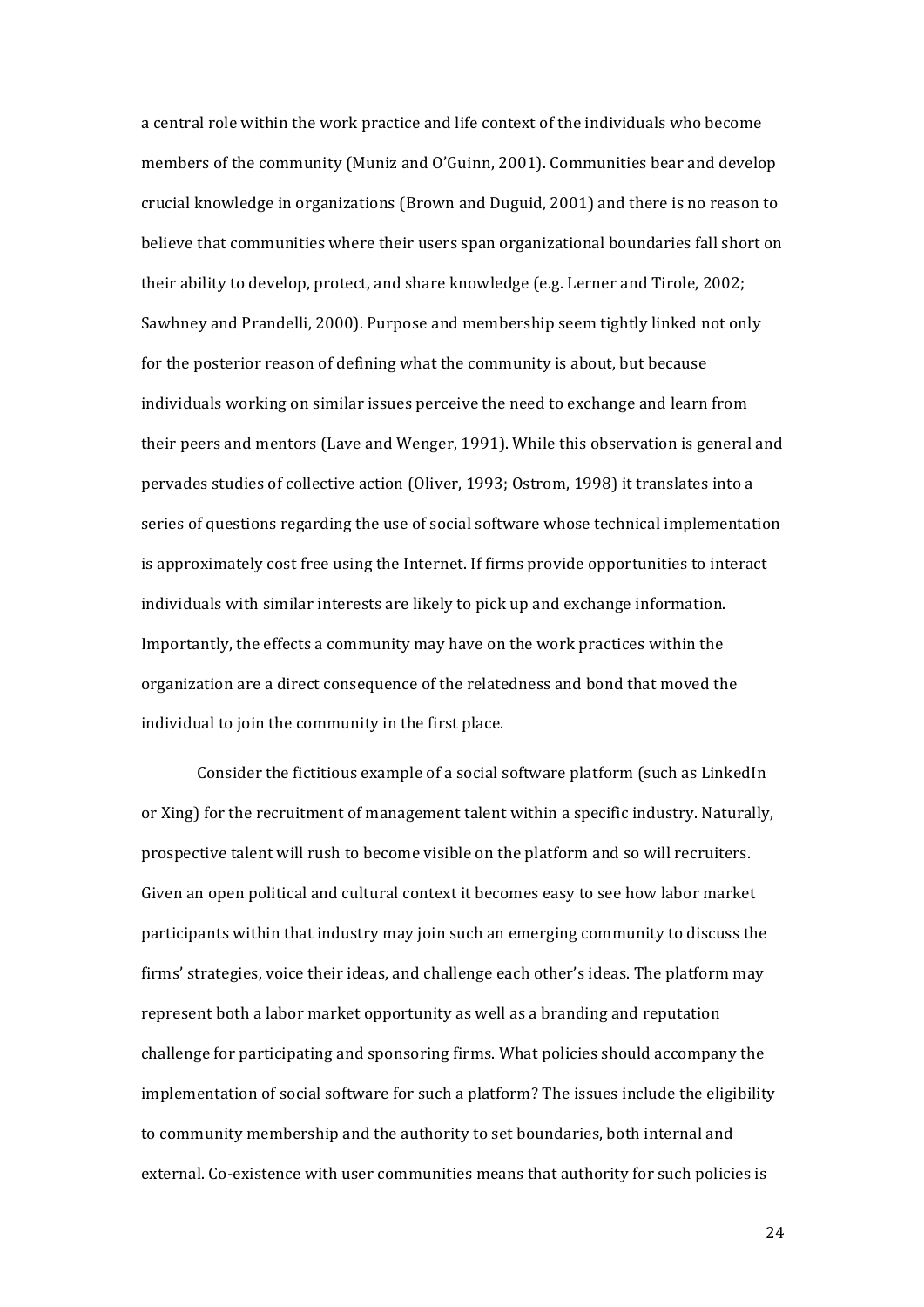a central role within the work practice and life context of the individuals who become members of the community (Muniz and O'Guinn, 2001). Communities bear and develop crucial knowledge in organizations (Brown and Duguid, 2001) and there is no reason to believe that communities where their users span organizational boundaries fall short on their ability to develop, protect, and share knowledge (e.g. Lerner and Tirole, 2002; Sawhney and Prandelli, 2000). Purpose and membership seem tightly linked not only for the posterior reason of defining what the community is about, but because individuals working on similar issues perceive the need to exchange and learn from their peers and mentors (Lave and Wenger, 1991). While this observation is general and pervades studies of collective action (Oliver, 1993; Ostrom, 1998) it translates into a series of questions regarding the use of social software whose technical implementation is approximately cost free using the Internet. If firms provide opportunities to interact individuals with similar interests are likely to pick up and exchange information. Importantly, the effects a community may have on the work practices within the organization are a direct consequence of the relatedness and bond that moved the individual to join the community in the first place.

Consider the fictitious example of a social software platform (such as LinkedIn or Xing) for the recruitment of management talent within a specific industry. Naturally, prospective talent will rush to become visible on the platform and so will recruiters. Given an open political and cultural context it becomes easy to see how labor market participants within that industry may join such an emerging community to discuss the firms' strategies, voice their ideas, and challenge each other's ideas. The platform may represent both a labor market opportunity as well as a branding and reputation challenge for participating and sponsoring firms. What policies should accompany the implementation of social software for such a platform? The issues include the eligibility to community membership and the authority to set boundaries, both internal and external. Co-existence with user communities means that authority for such policies is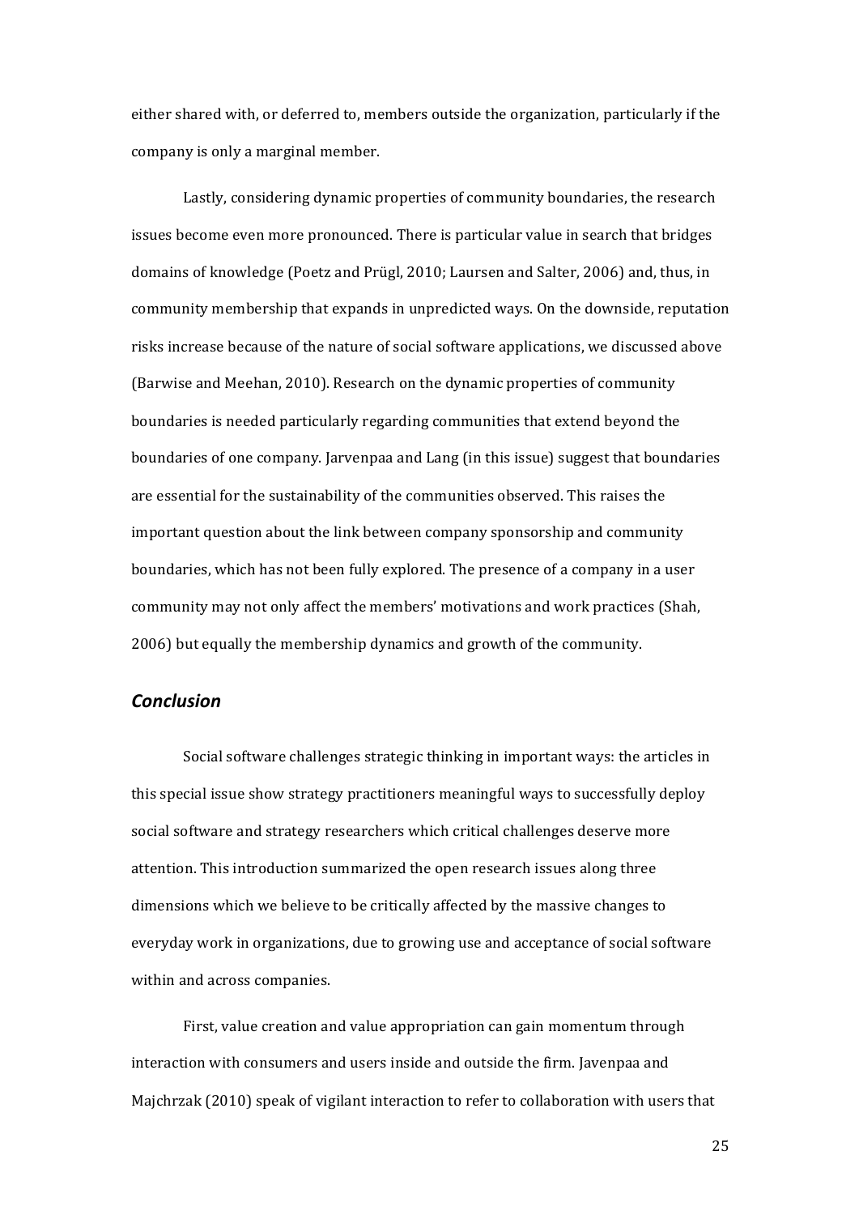either shared with, or deferred to, members outside the organization, particularly if the company is only a marginal member.

Lastly, considering dynamic properties of community boundaries, the research issues become even more pronounced. There is particular value in search that bridges domains of knowledge (Poetz and Prügl, 2010; Laursen and Salter, 2006) and, thus, in community membership that expands in unpredicted ways. On the downside, reputation risks increase because of the nature of social software applications, we discussed above (Barwise and Meehan, 2010). Research on the dynamic properties of community boundaries is needed particularly regarding communities that extend beyond the boundaries of one company. Jarvenpaa and Lang (in this issue) suggest that boundaries are essential for the sustainability of the communities observed. This raises the important question about the link between company sponsorship and community boundaries, which has not been fully explored. The presence of a company in a user community may not only affect the members' motivations and work practices (Shah, 2006) but equally the membership dynamics and growth of the community.

## *Conclusion*

Social software challenges strategic thinking in important ways: the articles in this special issue show strategy practitioners meaningful ways to successfully deploy social software and strategy researchers which critical challenges deserve more attention. This introduction summarized the open research issues along three dimensions which we believe to be critically affected by the massive changes to everyday work in organizations, due to growing use and acceptance of social software within and across companies.

First, value creation and value appropriation can gain momentum through interaction with consumers and users inside and outside the firm. Javenpaa and Majchrzak (2010) speak of vigilant interaction to refer to collaboration with users that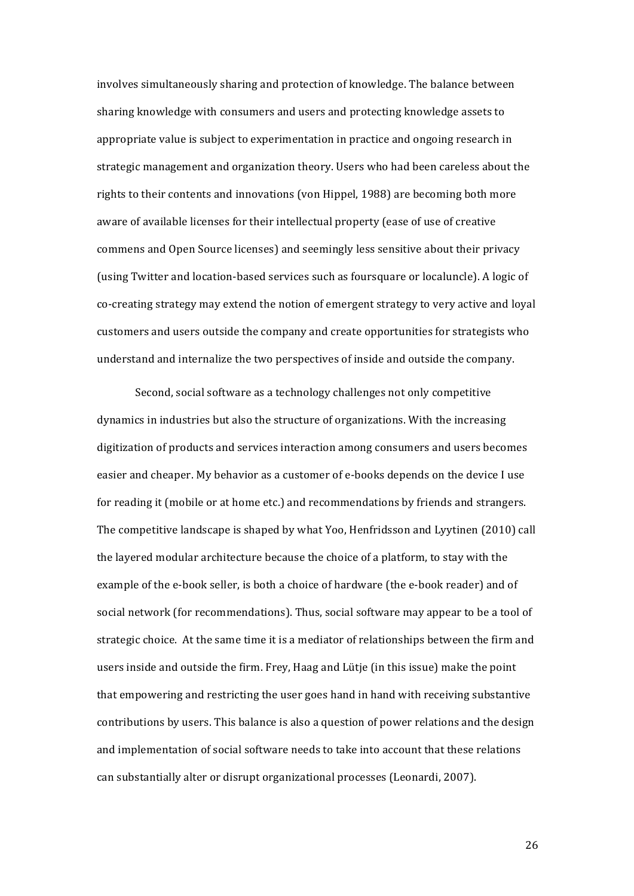involves simultaneously sharing and protection of knowledge. The balance between sharing knowledge with consumers and users and protecting knowledge assets to appropriate value is subject to experimentation in practice and ongoing research in strategic management and organization theory. Users who had been careless about the rights to their contents and innovations (von Hippel, 1988) are becoming both more aware of available licenses for their intellectual property (ease of use of creative commens and Open Source licenses) and seemingly less sensitive about their privacy (using Twitter and location-based services such as foursquare or localuncle). A logic of co-creating strategy may extend the notion of emergent strategy to very active and loyal customers and users outside the company and create opportunities for strategists who understand and internalize the two perspectives of inside and outside the company.

Second, social software as a technology challenges not only competitive dynamics in industries but also the structure of organizations. With the increasing digitization of products and services interaction among consumers and users becomes easier and cheaper. My behavior as a customer of e-books depends on the device I use for reading it (mobile or at home etc.) and recommendations by friends and strangers. The competitive landscape is shaped by what Yoo, Henfridsson and Lyytinen (2010) call the layered modular architecture because the choice of a platform, to stay with the example of the e-book seller, is both a choice of hardware (the e-book reader) and of social network (for recommendations). Thus, social software may appear to be a tool of strategic choice. At the same time it is a mediator of relationships between the firm and users inside and outside the firm. Frey, Haag and Lütje (in this issue) make the point that empowering and restricting the user goes hand in hand with receiving substantive contributions by users. This balance is also a question of power relations and the design and implementation of social software needs to take into account that these relations can substantially alter or disrupt organizational processes (Leonardi, 2007).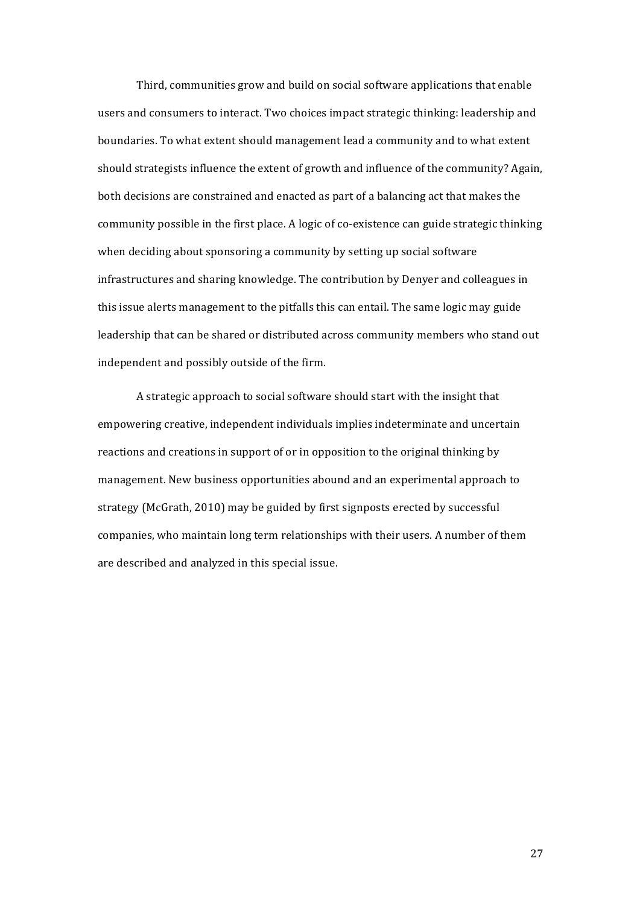Third, communities grow and build on social software applications that enable users and consumers to interact. Two choices impact strategic thinking: leadership and boundaries. To what extent should management lead a community and to what extent should strategists influence the extent of growth and influence of the community? Again, both decisions are constrained and enacted as part of a balancing act that makes the community possible in the first place. A logic of co-existence can guide strategic thinking when deciding about sponsoring a community by setting up social software infrastructures and sharing knowledge. The contribution by Denyer and colleagues in this issue alerts management to the pitfalls this can entail. The same logic may guide leadership that can be shared or distributed across community members who stand out independent and possibly outside of the firm.

A strategic approach to social software should start with the insight that empowering creative, independent individuals implies indeterminate and uncertain reactions and creations in support of or in opposition to the original thinking by management. New business opportunities abound and an experimental approach to strategy (McGrath, 2010) may be guided by first signposts erected by successful companies, who maintain long term relationships with their users. A number of them are described and analyzed in this special issue.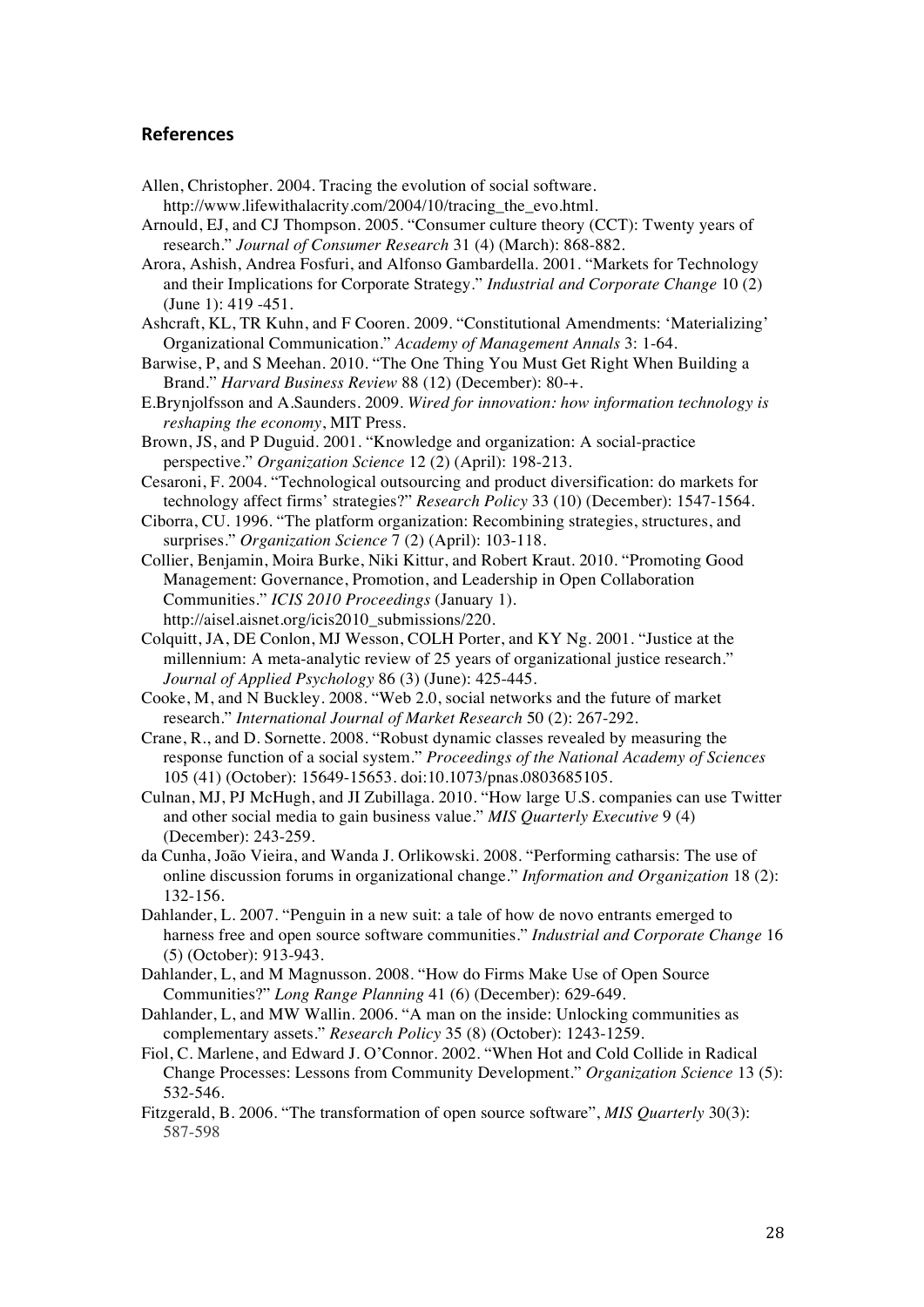## References

Allen, Christopher. 2004. Tracing the evolution of social software. http://www.lifewithalacrity.com/2004/10/tracing_the_evo.html.

Arnould, EJ, and CJ Thompson. 2005. "Consumer culture theory (CCT): Twenty years of research." *Journal of Consumer Research* 31 (4) (March): 868-882.

Arora, Ashish, Andrea Fosfuri, and Alfonso Gambardella. 2001. "Markets for Technology and their Implications for Corporate Strategy." *Industrial and Corporate Change* 10 (2) (June 1): 419 -451.

Ashcraft, KL, TR Kuhn, and F Cooren. 2009. "Constitutional Amendments: 'Materializing' Organizational Communication." *Academy of Management Annals* 3: 1-64.

Barwise, P, and S Meehan. 2010. "The One Thing You Must Get Right When Building a Brand." *Harvard Business Review* 88 (12) (December): 80-+.

E.Brynjolfsson and A.Saunders. 2009. *Wired for innovation: how information technology is reshaping the economy*, MIT Press.

Brown, JS, and P Duguid. 2001. "Knowledge and organization: A social-practice perspective." *Organization Science* 12 (2) (April): 198-213.

Cesaroni, F. 2004. "Technological outsourcing and product diversification: do markets for technology affect firms' strategies?" *Research Policy* 33 (10) (December): 1547-1564.

Ciborra, CU. 1996. "The platform organization: Recombining strategies, structures, and surprises." *Organization Science* 7 (2) (April): 103-118.

Collier, Benjamin, Moira Burke, Niki Kittur, and Robert Kraut. 2010. "Promoting Good Management: Governance, Promotion, and Leadership in Open Collaboration Communities." *ICIS 2010 Proceedings* (January 1). http://aisel.aisnet.org/icis2010_submissions/220.

Colquitt, JA, DE Conlon, MJ Wesson, COLH Porter, and KY Ng. 2001. "Justice at the millennium: A meta-analytic review of 25 years of organizational justice research." *Journal of Applied Psychology* 86 (3) (June): 425-445.

Cooke, M, and N Buckley. 2008. "Web 2.0, social networks and the future of market research." *International Journal of Market Research* 50 (2): 267-292.

Crane, R., and D. Sornette. 2008. "Robust dynamic classes revealed by measuring the response function of a social system." *Proceedings of the National Academy of Sciences* 105 (41) (October): 15649-15653. doi:10.1073/pnas.0803685105.

Culnan, MJ, PJ McHugh, and JI Zubillaga. 2010. "How large U.S. companies can use Twitter and other social media to gain business value." *MIS Quarterly Executive* 9 (4) (December): 243-259.

da Cunha, João Vieira, and Wanda J. Orlikowski. 2008. "Performing catharsis: The use of online discussion forums in organizational change." *Information and Organization* 18 (2): 132-156.

Dahlander, L. 2007. "Penguin in a new suit: a tale of how de novo entrants emerged to harness free and open source software communities." *Industrial and Corporate Change* 16 (5) (October): 913-943.

Dahlander, L, and M Magnusson. 2008. "How do Firms Make Use of Open Source Communities?" *Long Range Planning* 41 (6) (December): 629-649.

Dahlander, L, and MW Wallin. 2006. "A man on the inside: Unlocking communities as complementary assets." *Research Policy* 35 (8) (October): 1243-1259.

Fiol, C. Marlene, and Edward J. O'Connor. 2002. "When Hot and Cold Collide in Radical Change Processes: Lessons from Community Development." *Organization Science* 13 (5): 532-546.

Fitzgerald, B. 2006. "The transformation of open source software", *MIS Quarterly* 30(3): 587-598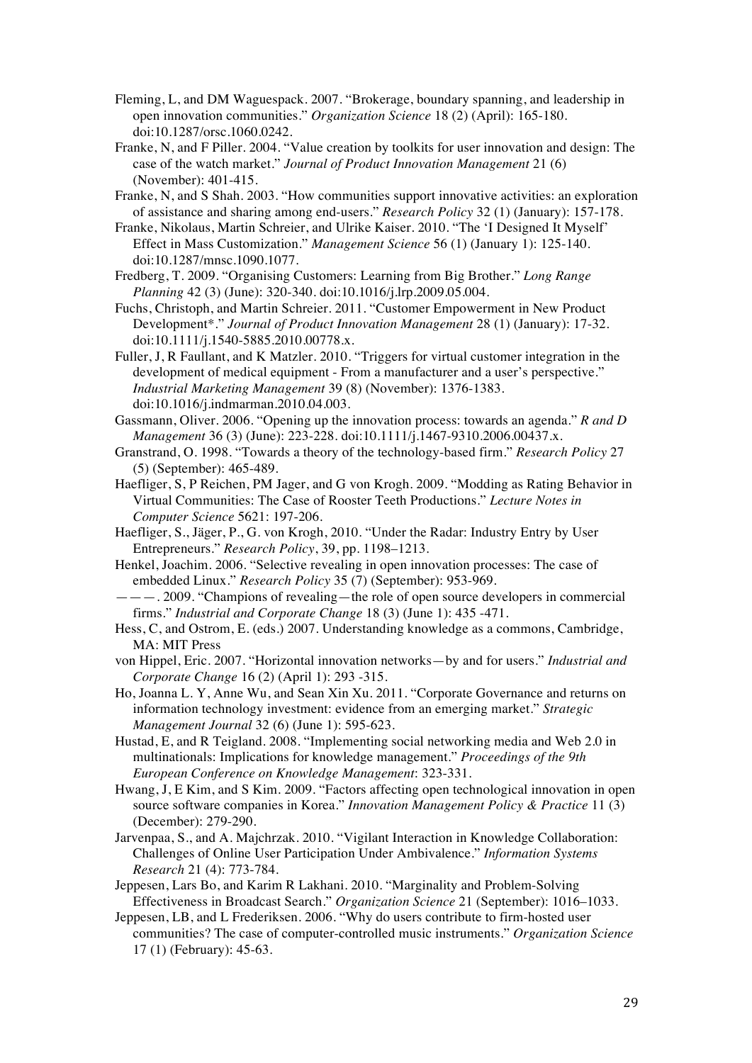Fleming, L, and DM Waguespack. 2007. "Brokerage, boundary spanning, and leadership in open innovation communities." *Organization Science* 18 (2) (April): 165-180. doi:10.1287/orsc.1060.0242.

Franke, N, and F Piller. 2004. "Value creation by toolkits for user innovation and design: The case of the watch market." *Journal of Product Innovation Management* 21 (6) (November): 401-415.

Franke, N, and S Shah. 2003. "How communities support innovative activities: an exploration of assistance and sharing among end-users." *Research Policy* 32 (1) (January): 157-178.

Franke, Nikolaus, Martin Schreier, and Ulrike Kaiser. 2010. "The 'I Designed It Myself' Effect in Mass Customization." *Management Science* 56 (1) (January 1): 125-140. doi:10.1287/mnsc.1090.1077.

Fredberg, T. 2009. "Organising Customers: Learning from Big Brother." *Long Range Planning* 42 (3) (June): 320-340. doi:10.1016/j.lrp.2009.05.004.

Fuchs, Christoph, and Martin Schreier. 2011. "Customer Empowerment in New Product Development*." *Journal of Product Innovation Management* 28 (1) (January): 17-32. doi:10.1111/j.1540-5885.2010.00778.x.

Fuller, J, R Faullant, and K Matzler. 2010. "Triggers for virtual customer integration in the development of medical equipment - From a manufacturer and a user's perspective." *Industrial Marketing Management* 39 (8) (November): 1376-1383. doi:10.1016/j.indmarman.2010.04.003.

Gassmann, Oliver. 2006. "Opening up the innovation process: towards an agenda." *R and D Management* 36 (3) (June): 223-228. doi:10.1111/j.1467-9310.2006.00437.x.

Granstrand, O. 1998. "Towards a theory of the technology-based firm." *Research Policy* 27 (5) (September): 465-489.

Haefliger, S, P Reichen, PM Jager, and G von Krogh. 2009. "Modding as Rating Behavior in Virtual Communities: The Case of Rooster Teeth Productions." *Lecture Notes in Computer Science* 5621: 197-206.

Haefliger, S., Jäger, P., G. von Krogh, 2010. "Under the Radar: Industry Entry by User Entrepreneurs." *Research Policy*, 39, pp. 1198–1213.

Henkel, Joachim. 2006. "Selective revealing in open innovation processes: The case of embedded Linux." *Research Policy* 35 (7) (September): 953-969.

———. 2009. "Champions of revealing—the role of open source developers in commercial firms." *Industrial and Corporate Change* 18 (3) (June 1): 435 -471.

Hess, C, and Ostrom, E. (eds.) 2007. Understanding knowledge as a commons, Cambridge, MA: MIT Press

von Hippel, Eric. 2007. "Horizontal innovation networks—by and for users." *Industrial and Corporate Change* 16 (2) (April 1): 293 -315.

Ho, Joanna L. Y, Anne Wu, and Sean Xin Xu. 2011. "Corporate Governance and returns on information technology investment: evidence from an emerging market." *Strategic Management Journal* 32 (6) (June 1): 595-623.

Hustad, E, and R Teigland. 2008. "Implementing social networking media and Web 2.0 in multinationals: Implications for knowledge management." *Proceedings of the 9th European Conference on Knowledge Management*: 323-331.

Hwang, J, E Kim, and S Kim. 2009. "Factors affecting open technological innovation in open source software companies in Korea." *Innovation Management Policy & Practice* 11 (3) (December): 279-290.

Jarvenpaa, S., and A. Majchrzak. 2010. "Vigilant Interaction in Knowledge Collaboration: Challenges of Online User Participation Under Ambivalence." *Information Systems Research* 21 (4): 773-784.

Jeppesen, Lars Bo, and Karim R Lakhani. 2010. "Marginality and Problem-Solving Effectiveness in Broadcast Search." *Organization Science* 21 (September): 1016–1033.

Jeppesen, LB, and L Frederiksen. 2006. "Why do users contribute to firm-hosted user communities? The case of computer-controlled music instruments." *Organization Science* 17 (1) (February): 45-63.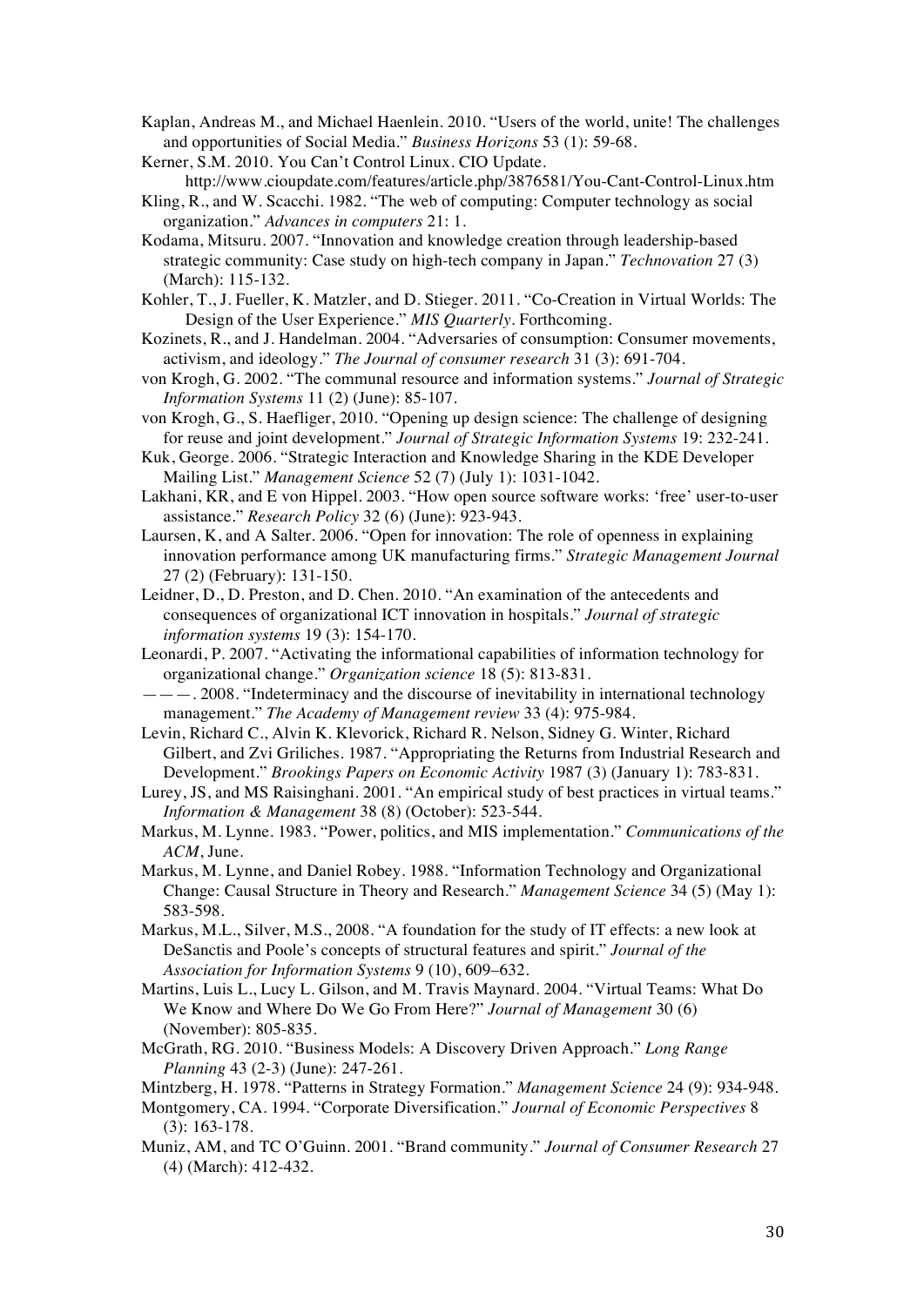Kaplan, Andreas M., and Michael Haenlein. 2010. "Users of the world, unite! The challenges and opportunities of Social Media." *Business Horizons* 53 (1): 59-68.

Kerner, S.M. 2010. You Can't Control Linux. CIO Update. http://www.cioupdate.com/features/article.php/3876581/You-Cant-Control-Linux.htm

Kling, R., and W. Scacchi. 1982. "The web of computing: Computer technology as social organization." *Advances in computers* 21: 1.

Kodama, Mitsuru. 2007. "Innovation and knowledge creation through leadership-based strategic community: Case study on high-tech company in Japan." *Technovation* 27 (3) (March): 115-132.

Kohler, T., J. Fueller, K. Matzler, and D. Stieger. 2011. "Co-Creation in Virtual Worlds: The Design of the User Experience." *MIS Quarterly*. Forthcoming.

Kozinets, R., and J. Handelman. 2004. "Adversaries of consumption: Consumer movements, activism, and ideology." *The Journal of consumer research* 31 (3): 691-704.

von Krogh, G. 2002. "The communal resource and information systems." *Journal of Strategic Information Systems* 11 (2) (June): 85-107.

von Krogh, G., S. Haefliger, 2010. "Opening up design science: The challenge of designing for reuse and joint development." *Journal of Strategic Information Systems* 19: 232-241.

Kuk, George. 2006. "Strategic Interaction and Knowledge Sharing in the KDE Developer Mailing List." *Management Science* 52 (7) (July 1): 1031-1042.

Lakhani, KR, and E von Hippel. 2003. "How open source software works: 'free' user-to-user assistance." *Research Policy* 32 (6) (June): 923-943.

Laursen, K, and A Salter. 2006. "Open for innovation: The role of openness in explaining innovation performance among UK manufacturing firms." *Strategic Management Journal* 27 (2) (February): 131-150.

Leidner, D., D. Preston, and D. Chen. 2010. "An examination of the antecedents and consequences of organizational ICT innovation in hospitals." *Journal of strategic information systems* 19 (3): 154-170.

Leonardi, P. 2007. "Activating the informational capabilities of information technology for organizational change." *Organization science* 18 (5): 813-831.

———. 2008. "Indeterminacy and the discourse of inevitability in international technology management." *The Academy of Management review* 33 (4): 975-984.

Levin, Richard C., Alvin K. Klevorick, Richard R. Nelson, Sidney G. Winter, Richard Gilbert, and Zvi Griliches. 1987. "Appropriating the Returns from Industrial Research and Development." *Brookings Papers on Economic Activity* 1987 (3) (January 1): 783-831.

Lurey, JS, and MS Raisinghani. 2001. "An empirical study of best practices in virtual teams." *Information & Management* 38 (8) (October): 523-544.

Markus, M. Lynne. 1983. "Power, politics, and MIS implementation." *Communications of the ACM*, June.

Markus, M. Lynne, and Daniel Robey. 1988. "Information Technology and Organizational Change: Causal Structure in Theory and Research." *Management Science* 34 (5) (May 1): 583-598.

Markus, M.L., Silver, M.S., 2008. "A foundation for the study of IT effects: a new look at DeSanctis and Poole's concepts of structural features and spirit." *Journal of the Association for Information Systems* 9 (10), 609–632.

Martins, Luis L., Lucy L. Gilson, and M. Travis Maynard. 2004. "Virtual Teams: What Do We Know and Where Do We Go From Here?" *Journal of Management* 30 (6) (November): 805-835.

McGrath, RG. 2010. "Business Models: A Discovery Driven Approach." *Long Range Planning* 43 (2-3) (June): 247-261.

Mintzberg, H. 1978. "Patterns in Strategy Formation." *Management Science* 24 (9): 934-948.

Montgomery, CA. 1994. "Corporate Diversification." *Journal of Economic Perspectives* 8 (3): 163-178.

Muniz, AM, and TC O'Guinn. 2001. "Brand community." *Journal of Consumer Research* 27 (4) (March): 412-432.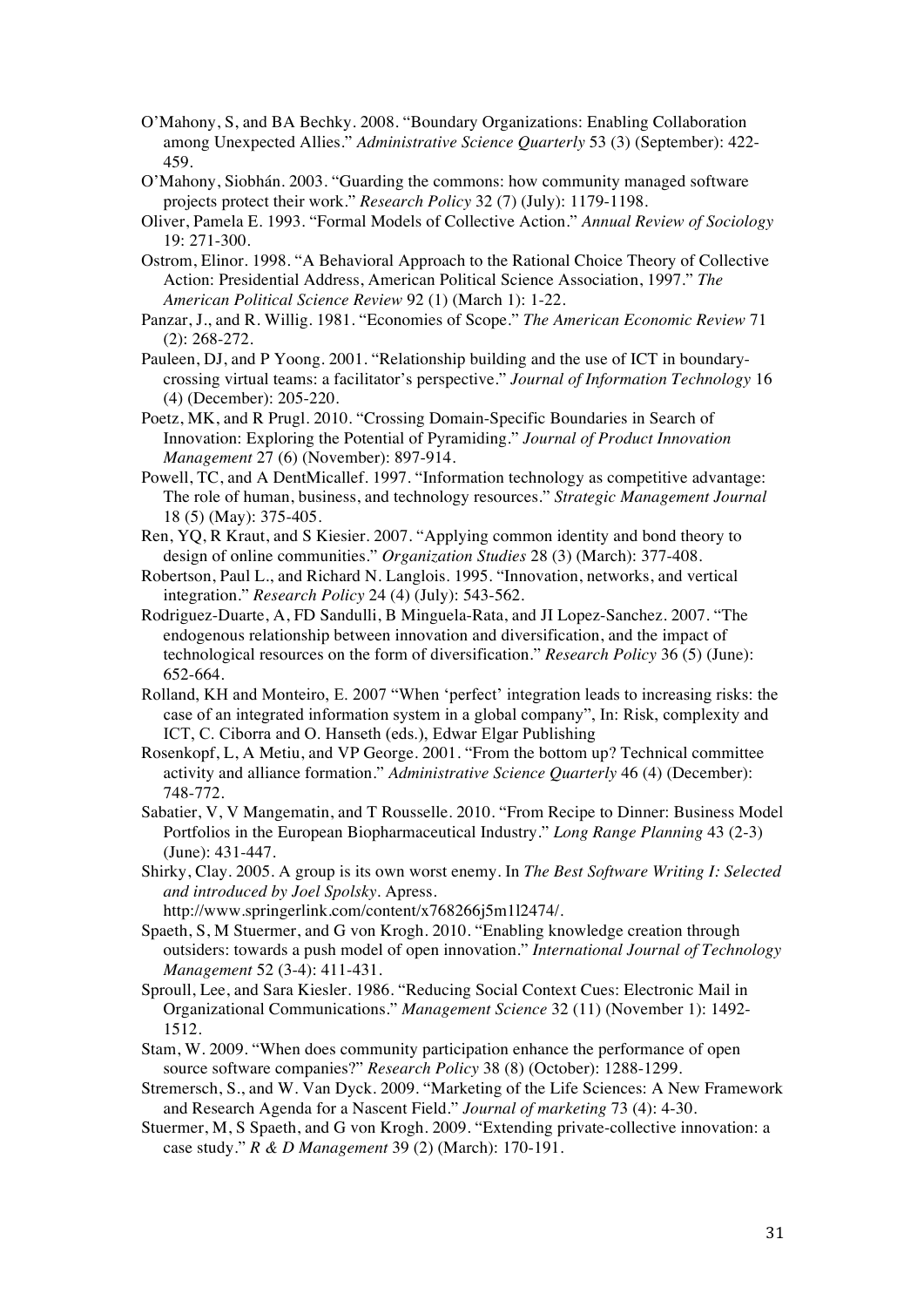O'Mahony, S, and BA Bechky. 2008. "Boundary Organizations: Enabling Collaboration among Unexpected Allies." *Administrative Science Quarterly* 53 (3) (September): 422-459.

O'Mahony, Siobhán. 2003. "Guarding the commons: how community managed software projects protect their work." *Research Policy* 32 (7) (July): 1179-1198.

Oliver, Pamela E. 1993. "Formal Models of Collective Action." *Annual Review of Sociology* 19: 271-300.

Ostrom, Elinor. 1998. "A Behavioral Approach to the Rational Choice Theory of Collective Action: Presidential Address, American Political Science Association, 1997." *The American Political Science Review* 92 (1) (March 1): 1-22.

Panzar, J., and R. Willig. 1981. "Economies of Scope." *The American Economic Review* 71 (2): 268-272.

Pauleen, DJ, and P Yoong. 2001. "Relationship building and the use of ICT in boundary-crossing virtual teams: a facilitator's perspective." *Journal of Information Technology* 16 (4) (December): 205-220.

Poetz, MK, and R Prugl. 2010. "Crossing Domain-Specific Boundaries in Search of Innovation: Exploring the Potential of Pyramiding." *Journal of Product Innovation Management* 27 (6) (November): 897-914.

Powell, TC, and A DentMicallef. 1997. "Information technology as competitive advantage: The role of human, business, and technology resources." *Strategic Management Journal* 18 (5) (May): 375-405.

Ren, YQ, R Kraut, and S Kiesier. 2007. "Applying common identity and bond theory to design of online communities." *Organization Studies* 28 (3) (March): 377-408.

Robertson, Paul L., and Richard N. Langlois. 1995. "Innovation, networks, and vertical integration." *Research Policy* 24 (4) (July): 543-562.

Rodriguez-Duarte, A, FD Sandulli, B Minguela-Rata, and JI Lopez-Sanchez. 2007. "The endogenous relationship between innovation and diversification, and the impact of technological resources on the form of diversification." *Research Policy* 36 (5) (June): 652-664.

Rolland, KH and Monteiro, E. 2007 "When 'perfect' integration leads to increasing risks: the case of an integrated information system in a global company", In: Risk, complexity and ICT, C. Ciborra and O. Hanseth (eds.), Edwar Elgar Publishing

Rosenkopf, L, A Metiu, and VP George. 2001. "From the bottom up? Technical committee activity and alliance formation." *Administrative Science Quarterly* 46 (4) (December): 748-772.

Sabatier, V, V Mangematin, and T Rousselle. 2010. "From Recipe to Dinner: Business Model Portfolios in the European Biopharmaceutical Industry." *Long Range Planning* 43 (2-3) (June): 431-447.

Shirky, Clay. 2005. A group is its own worst enemy. In *The Best Software Writing I: Selected and introduced by Joel Spolsky*. Apress. http://www.springerlink.com/content/x768266j5m1l2474/.

Spaeth, S, M Stuermer, and G von Krogh. 2010. "Enabling knowledge creation through outsiders: towards a push model of open innovation." *International Journal of Technology Management* 52 (3-4): 411-431.

Sproull, Lee, and Sara Kiesler. 1986. "Reducing Social Context Cues: Electronic Mail in Organizational Communications." *Management Science* 32 (11) (November 1): 1492-1512.

Stam, W. 2009. "When does community participation enhance the performance of open source software companies?" *Research Policy* 38 (8) (October): 1288-1299.

Stremersch, S., and W. Van Dyck. 2009. "Marketing of the Life Sciences: A New Framework and Research Agenda for a Nascent Field." *Journal of marketing* 73 (4): 4-30.

Stuermer, M, S Spaeth, and G von Krogh. 2009. "Extending private-collective innovation: a case study." *R & D Management* 39 (2) (March): 170-191.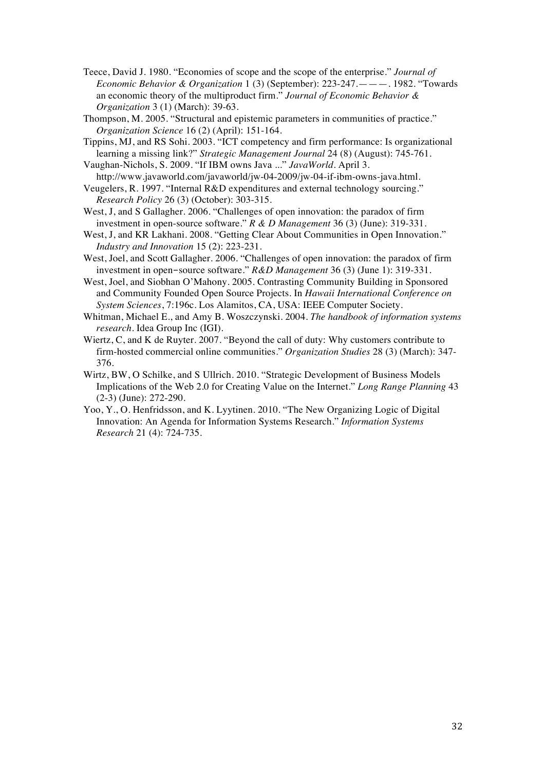Teece, David J. 1980. "Economies of scope and the scope of the enterprise." *Journal of Economic Behavior & Organization* 1 (3) (September): 223-247.———. 1982. "Towards an economic theory of the multiproduct firm." *Journal of Economic Behavior & Organization* 3 (1) (March): 39-63.

Thompson, M. 2005. "Structural and epistemic parameters in communities of practice." *Organization Science* 16 (2) (April): 151-164.

Tippins, MJ, and RS Sohi. 2003. "ICT competency and firm performance: Is organizational learning a missing link?" *Strategic Management Journal* 24 (8) (August): 745-761.

Vaughan-Nichols, S. 2009. "If IBM owns Java ..." *JavaWorld*. April 3. http://www.javaworld.com/javaworld/jw-04-2009/jw-04-if-ibm-owns-java.html.

Veugelers, R. 1997. "Internal R&D expenditures and external technology sourcing." *Research Policy* 26 (3) (October): 303-315.

West, J, and S Gallagher. 2006. "Challenges of open innovation: the paradox of firm investment in open-source software." *R & D Management* 36 (3) (June): 319-331.

West, J, and KR Lakhani. 2008. "Getting Clear About Communities in Open Innovation." *Industry and Innovation* 15 (2): 223-231.

West, Joel, and Scott Gallagher. 2006. "Challenges of open innovation: the paradox of firm investment in open‐source software." *R&D Management* 36 (3) (June 1): 319-331.

West, Joel, and Siobhan O'Mahony. 2005. Contrasting Community Building in Sponsored and Community Founded Open Source Projects. In *Hawaii International Conference on System Sciences*, 7:196c. Los Alamitos, CA, USA: IEEE Computer Society.

Whitman, Michael E., and Amy B. Woszczynski. 2004. *The handbook of information systems research*. Idea Group Inc (IGI).

Wiertz, C, and K de Ruyter. 2007. "Beyond the call of duty: Why customers contribute to firm-hosted commercial online communities." *Organization Studies* 28 (3) (March): 347-376.

Wirtz, BW, O Schilke, and S Ullrich. 2010. "Strategic Development of Business Models Implications of the Web 2.0 for Creating Value on the Internet." *Long Range Planning* 43 (2-3) (June): 272-290.

Yoo, Y., O. Henfridsson, and K. Lyytinen. 2010. "The New Organizing Logic of Digital Innovation: An Agenda for Information Systems Research." *Information Systems Research* 21 (4): 724-735.